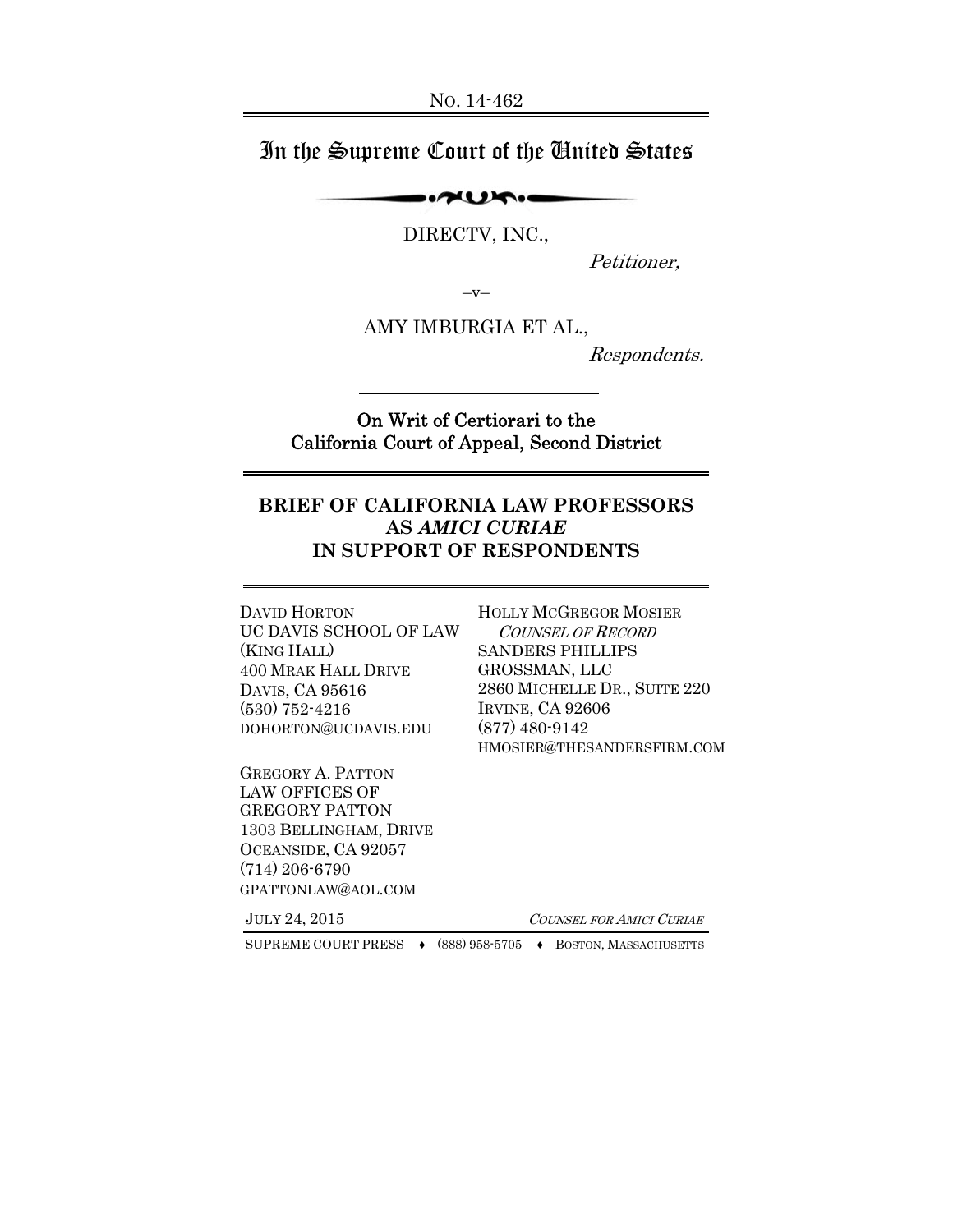No. 14-462

# In the Supreme Court of the United States

DIRECTV, INC.,

*Petitioner,*

–v–

AMY IMBURGIA ET AL.,

*Respondents.*

---

On Writ of Certiorari to the California Court of Appeal, Second District

---

## BRIEF OF CALIFORNIA LAW PROFESSORS AS *AMICI CURIAE* IN SUPPORT OF RESPONDENTS

---

DAVID HORTON
UC DAVIS SCHOOL OF LAW
(KING HALL)
400 MRAK HALL DRIVE
DAVIS, CA 95616
(530) 752-4216
DOHORTON@UCDAVIS.EDU

HOLLY MCGREGOR MOSIER
*COUNSEL OF RECORD*
SANDERS PHILLIPS GROSSMAN, LLC
2860 MICHELLE DR., SUITE 220
IRVINE, CA 92606
(877) 480-9142
HMOSIER@THESANDERSFIRM.COM

GREGORY A. PATTON
LAW OFFICES OF GREGORY PATTON
1303 BELLINGHAM, DRIVE
OCEANSIDE, CA 92057
(714) 206-6790
GPATTONLAW@AOL.COM

JULY 24, 2015

*COUNSEL FOR AMICI CURIAE*

SUPREME COURT PRESS ♦ (888) 958-5705 ♦ BOSTON, MASSACHUSETTS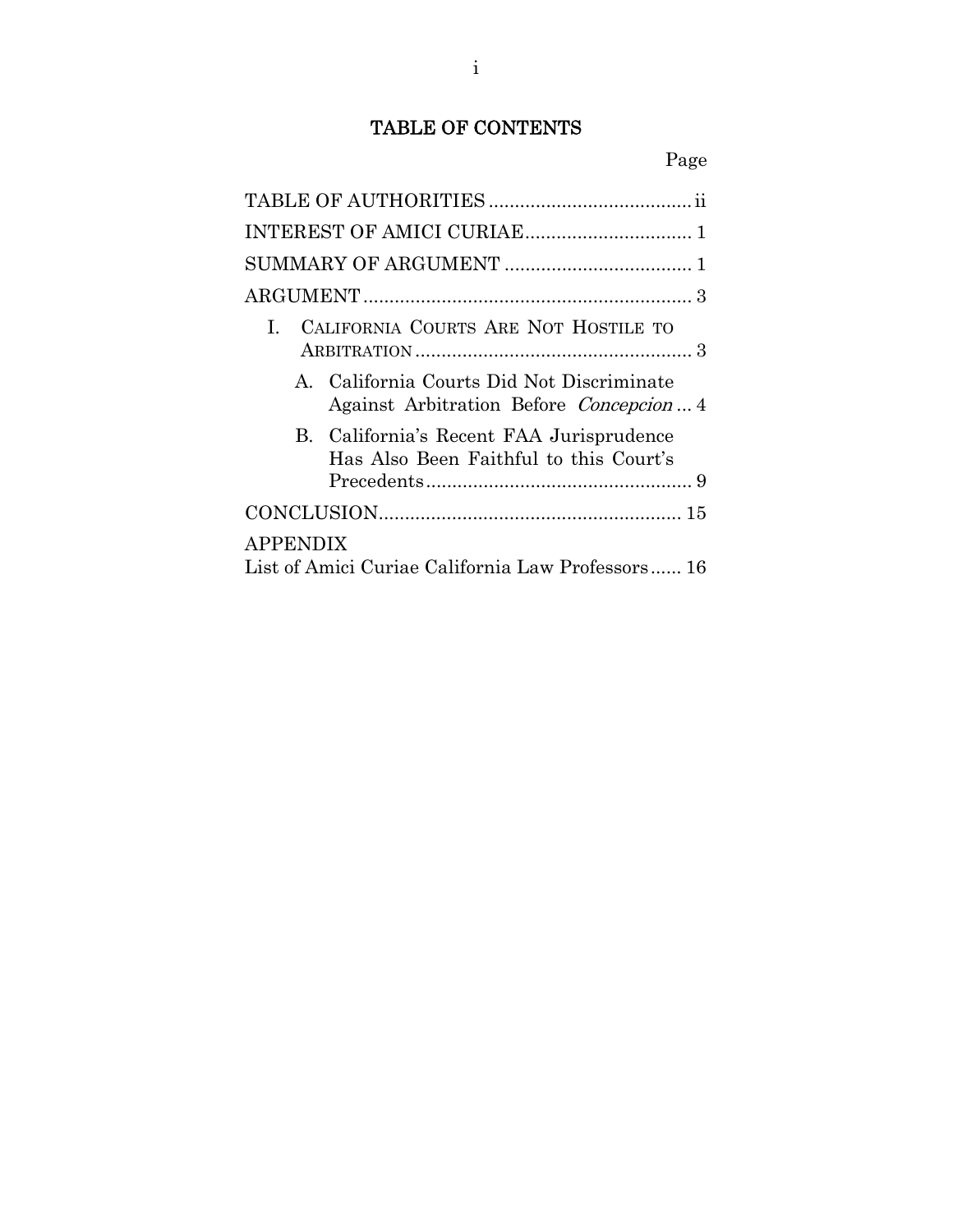# TABLE OF CONTENTS

| | Page |
|---|---|
| TABLE OF AUTHORITIES | ii |
| INTEREST OF AMICI CURIAE | 1 |
| SUMMARY OF ARGUMENT | 1 |
| ARGUMENT | 3 |
| I. CALIFORNIA COURTS ARE NOT HOSTILE TO ARBITRATION | 3 |
| A. California Courts Did Not Discriminate Against Arbitration Before *Concepcion* | 4 |
| B. California's Recent FAA Jurisprudence Has Also Been Faithful to this Court's Precedents | 9 |
| CONCLUSION | 15 |
| APPENDIX<br>List of Amici Curiae California Law Professors | 16 |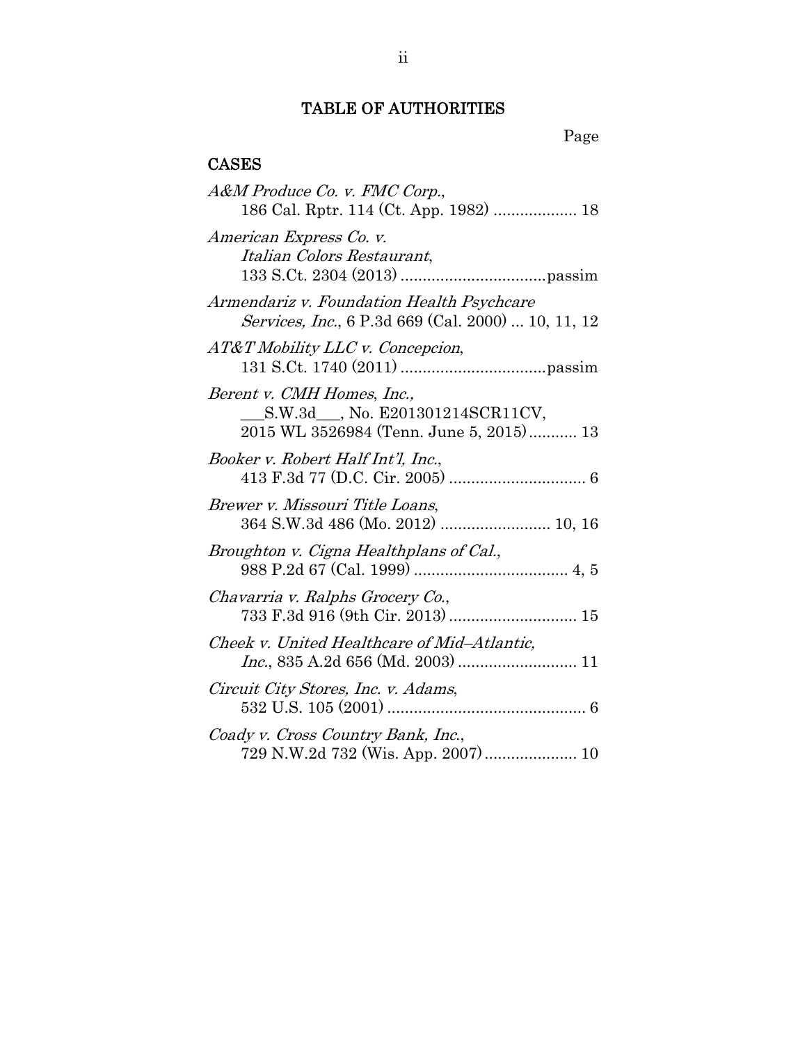# TABLE OF AUTHORITIES

Page

## CASES

*A&M Produce Co. v. FMC Corp.*, 186 Cal. Rptr. 114 (Ct. App. 1982) .................. 18

*American Express Co. v. Italian Colors Restaurant*, 133 S.Ct. 2304 (2013) ................................passim

*Armendariz v. Foundation Health Psychcare Services, Inc.*, 6 P.3d 669 (Cal. 2000) ... 10, 11, 12

*AT&T Mobility LLC v. Concepcion*, 131 S.Ct. 1740 (2011) ................................passim

*Berent v. CMH Homes, Inc.*, ___S.W.3d___, No. E201301214SCR11CV, 2015 WL 3526984 (Tenn. June 5, 2015)........... 13

*Booker v. Robert Half Int'l, Inc.*, 413 F.3d 77 (D.C. Cir. 2005) ............................... 6

*Brewer v. Missouri Title Loans*, 364 S.W.3d 486 (Mo. 2012) ........................ 10, 16

*Broughton v. Cigna Healthplans of Cal.*, 988 P.2d 67 (Cal. 1999) .................................. 4, 5

*Chavarria v. Ralphs Grocery Co.*, 733 F.3d 916 (9th Cir. 2013) ............................ 15

*Cheek v. United Healthcare of Mid–Atlantic, Inc.*, 835 A.2d 656 (Md. 2003) .......................... 11

*Circuit City Stores, Inc. v. Adams*, 532 U.S. 105 (2001) ............................................. 6

*Coady v. Cross Country Bank, Inc.*, 729 N.W.2d 732 (Wis. App. 2007) .................... 10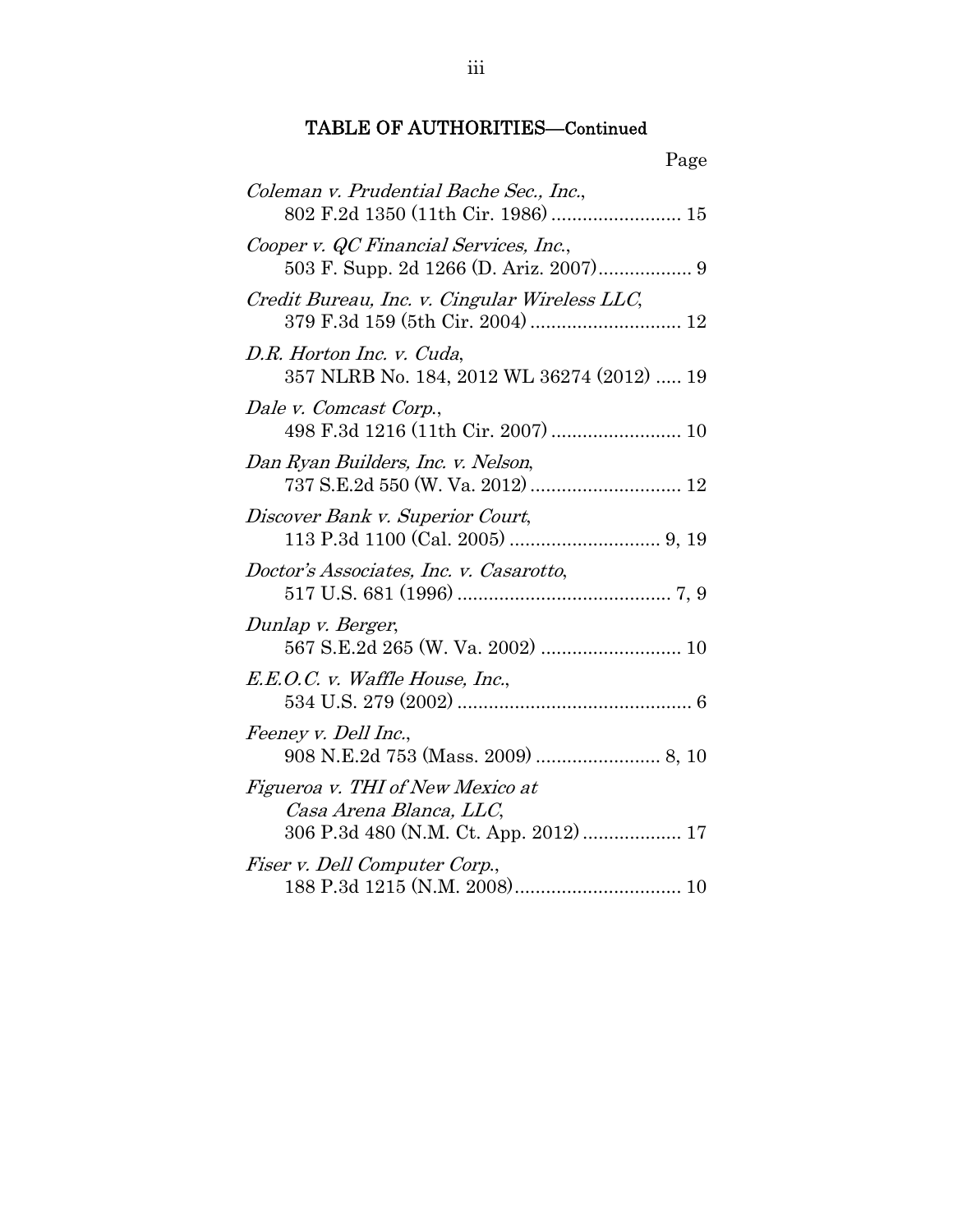## TABLE OF AUTHORITIES—Continued

Page

*Coleman v. Prudential Bache Sec., Inc.*, 802 F.2d 1350 (11th Cir. 1986) ......................... 15

*Cooper v. QC Financial Services, Inc.*, 503 F. Supp. 2d 1266 (D. Ariz. 2007).................. 9

*Credit Bureau, Inc. v. Cingular Wireless LLC*, 379 F.3d 159 (5th Cir. 2004) ............................ 12

*D.R. Horton Inc. v. Cuda*, 357 NLRB No. 184, 2012 WL 36274 (2012) ..... 19

*Dale v. Comcast Corp.*, 498 F.3d 1216 (11th Cir. 2007) ......................... 10

*Dan Ryan Builders, Inc. v. Nelson*, 737 S.E.2d 550 (W. Va. 2012) ............................ 12

*Discover Bank v. Superior Court*, 113 P.3d 1100 (Cal. 2005) ............................ 9, 19

*Doctor's Associates, Inc. v. Casarotto*, 517 U.S. 681 (1996) ......................................... 7, 9

*Dunlap v. Berger*, 567 S.E.2d 265 (W. Va. 2002) .......................... 10

*E.E.O.C. v. Waffle House, Inc.*, 534 U.S. 279 (2002) ............................................. 6

*Feeney v. Dell Inc.*, 908 N.E.2d 753 (Mass. 2009) ........................ 8, 10

*Figueroa v. THI of New Mexico at Casa Arena Blanca, LLC*, 306 P.3d 480 (N.M. Ct. App. 2012) .................. 17

*Fiser v. Dell Computer Corp.*, 188 P.3d 1215 (N.M. 2008)................................ 10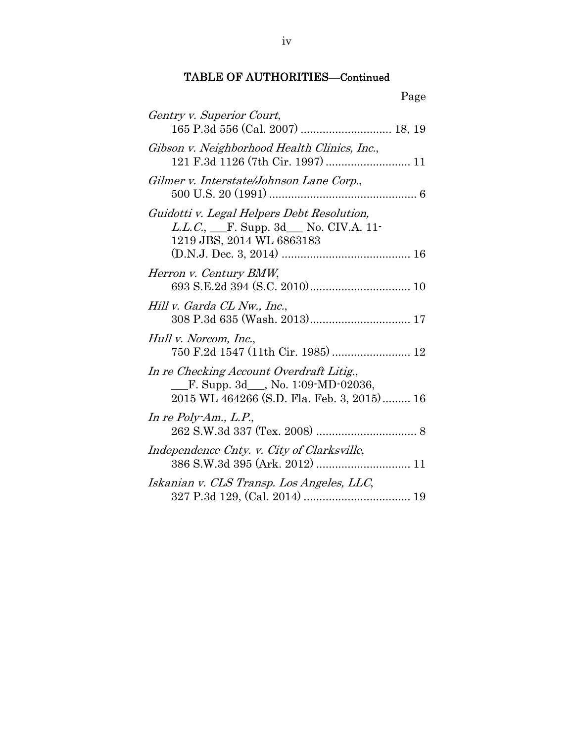## TABLE OF AUTHORITIES—Continued

Page

*Gentry v. Superior Court*, 165 P.3d 556 (Cal. 2007) ............................ 18, 19

*Gibson v. Neighborhood Health Clinics, Inc.*, 121 F.3d 1126 (7th Cir. 1997) .......................... 11

*Gilmer v. Interstate/Johnson Lane Corp.*, 500 U.S. 20 (1991) .............................................. 6

*Guidotti v. Legal Helpers Debt Resolution, L.L.C.*, ___F. Supp. 3d___ No. CIV.A. 11-1219 JBS, 2014 WL 6863183 (D.N.J. Dec. 3, 2014) ........................................ 16

*Herron v. Century BMW*, 693 S.E.2d 394 (S.C. 2010)............................... 10

*Hill v. Garda CL Nw., Inc.*, 308 P.3d 635 (Wash. 2013)............................... 17

*Hull v. Norcom, Inc.*, 750 F.2d 1547 (11th Cir. 1985) ........................ 12

*In re Checking Account Overdraft Litig.*, ___F. Supp. 3d___, No. 1:09-MD-02036, 2015 WL 464266 (S.D. Fla. Feb. 3, 2015)......... 16

*In re Poly-Am., L.P.*, 262 S.W.3d 337 (Tex. 2008) ............................... 8

*Independence Cnty. v. City of Clarksville*, 386 S.W.3d 395 (Ark. 2012) ............................. 11

*Iskanian v. CLS Transp. Los Angeles, LLC*, 327 P.3d 129, (Cal. 2014) ................................. 19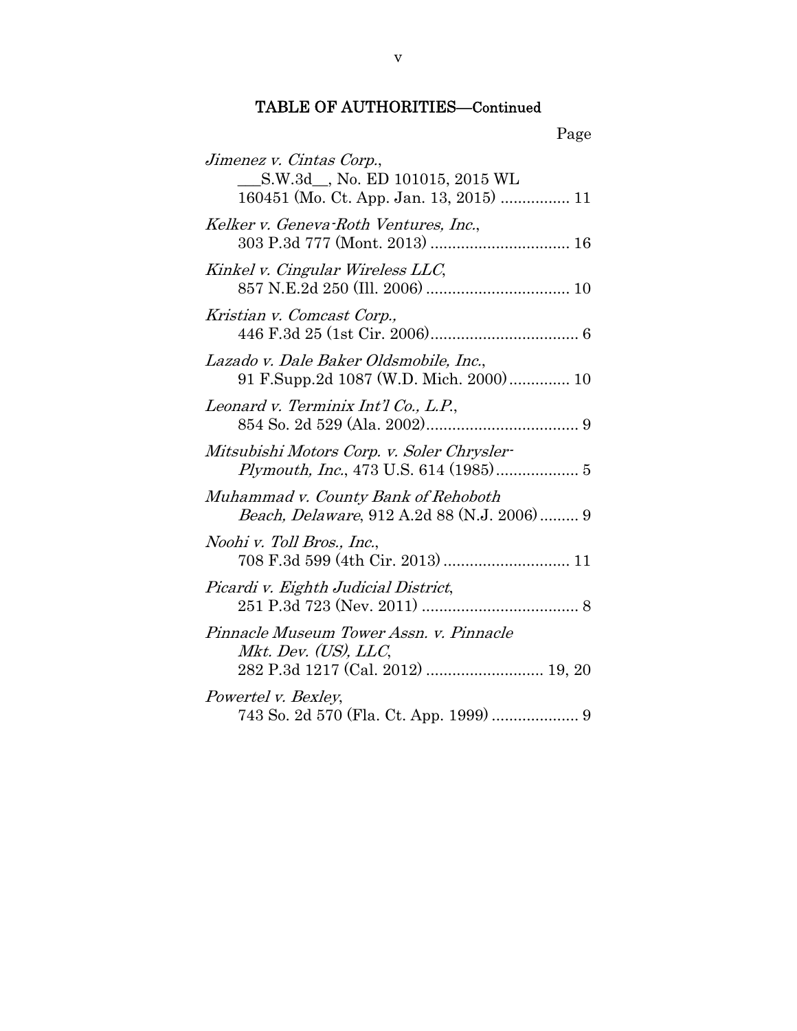## TABLE OF AUTHORITIES—Continued

Page

*Jimenez v. Cintas Corp.*, ___S.W.3d__, No. ED 101015, 2015 WL 160451 (Mo. Ct. App. Jan. 13, 2015) ................ 11

*Kelker v. Geneva-Roth Ventures, Inc.*, 303 P.3d 777 (Mont. 2013) ................................ 16

*Kinkel v. Cingular Wireless LLC*, 857 N.E.2d 250 (Ill. 2006) ................................. 10

*Kristian v. Comcast Corp.*, 446 F.3d 25 (1st Cir. 2006).................................. 6

*Lazado v. Dale Baker Oldsmobile, Inc.*, 91 F.Supp.2d 1087 (W.D. Mich. 2000).............. 10

*Leonard v. Terminix Int'l Co., L.P.*, 854 So. 2d 529 (Ala. 2002)................................... 9

*Mitsubishi Motors Corp. v. Soler Chrysler-Plymouth, Inc.*, 473 U.S. 614 (1985)................... 5

*Muhammad v. County Bank of Rehoboth Beach, Delaware*, 912 A.2d 88 (N.J. 2006)......... 9

*Noohi v. Toll Bros., Inc.*, 708 F.3d 599 (4th Cir. 2013)............................. 11

*Picardi v. Eighth Judicial District*, 251 P.3d 723 (Nev. 2011) .................................... 8

*Pinnacle Museum Tower Assn. v. Pinnacle Mkt. Dev. (US), LLC*, 282 P.3d 1217 (Cal. 2012) ........................... 19, 20

*Powertel v. Bexley*, 743 So. 2d 570 (Fla. Ct. App. 1999) .................... 9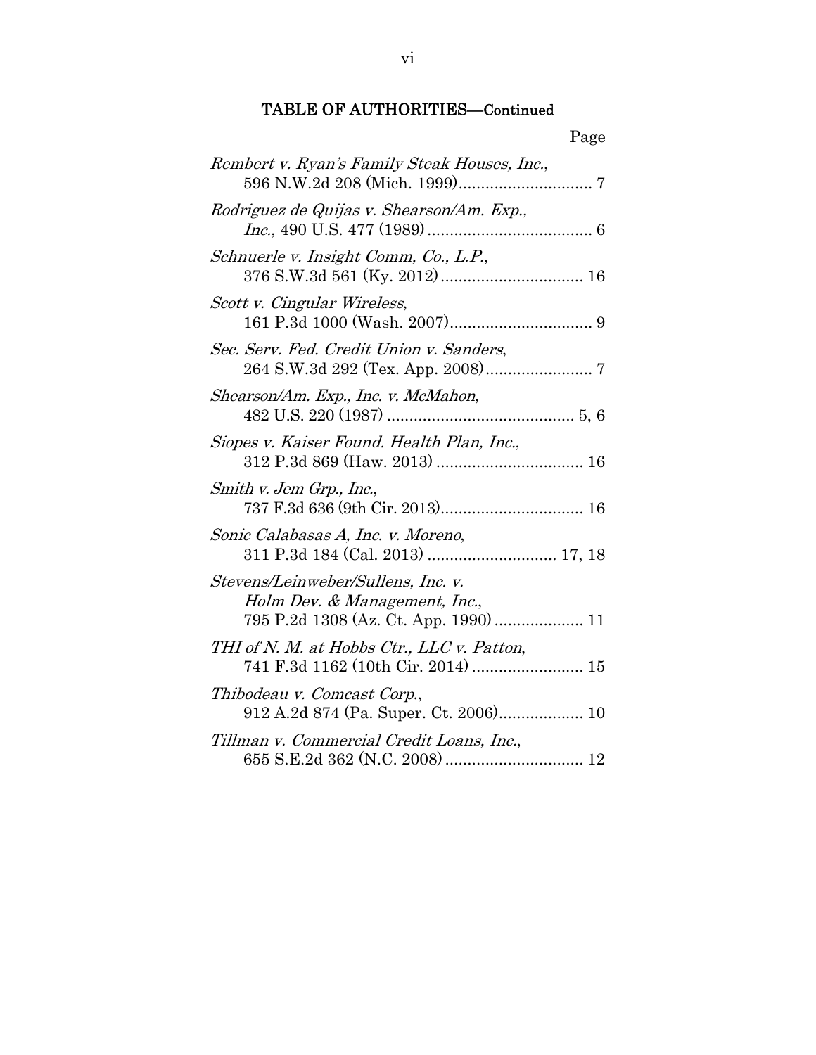## TABLE OF AUTHORITIES—Continued

Page

*Rembert v. Ryan's Family Steak Houses, Inc.*, 596 N.W.2d 208 (Mich. 1999)............................. 7

*Rodriguez de Quijas v. Shearson/Am. Exp., Inc.*, 490 U.S. 477 (1989)..................................... 6

*Schnuerle v. Insight Comm, Co., L.P.*, 376 S.W.3d 561 (Ky. 2012)................................ 16

*Scott v. Cingular Wireless*, 161 P.3d 1000 (Wash. 2007)................................ 9

*Sec. Serv. Fed. Credit Union v. Sanders*, 264 S.W.3d 292 (Tex. App. 2008)........................ 7

*Shearson/Am. Exp., Inc. v. McMahon*, 482 U.S. 220 (1987) .......................................... 5, 6

*Siopes v. Kaiser Found. Health Plan, Inc.*, 312 P.3d 869 (Haw. 2013) ................................. 16

*Smith v. Jem Grp., Inc.*, 737 F.3d 636 (9th Cir. 2013)................................ 16

*Sonic Calabasas A, Inc. v. Moreno*, 311 P.3d 184 (Cal. 2013) ............................ 17, 18

*Stevens/Leinweber/Sullens, Inc. v. Holm Dev. & Management, Inc.*, 795 P.2d 1308 (Az. Ct. App. 1990) .................... 11

*THI of N. M. at Hobbs Ctr., LLC v. Patton*, 741 F.3d 1162 (10th Cir. 2014) ......................... 15

*Thibodeau v. Comcast Corp.*, 912 A.2d 874 (Pa. Super. Ct. 2006)................... 10

*Tillman v. Commercial Credit Loans, Inc.*, 655 S.E.2d 362 (N.C. 2008) ............................... 12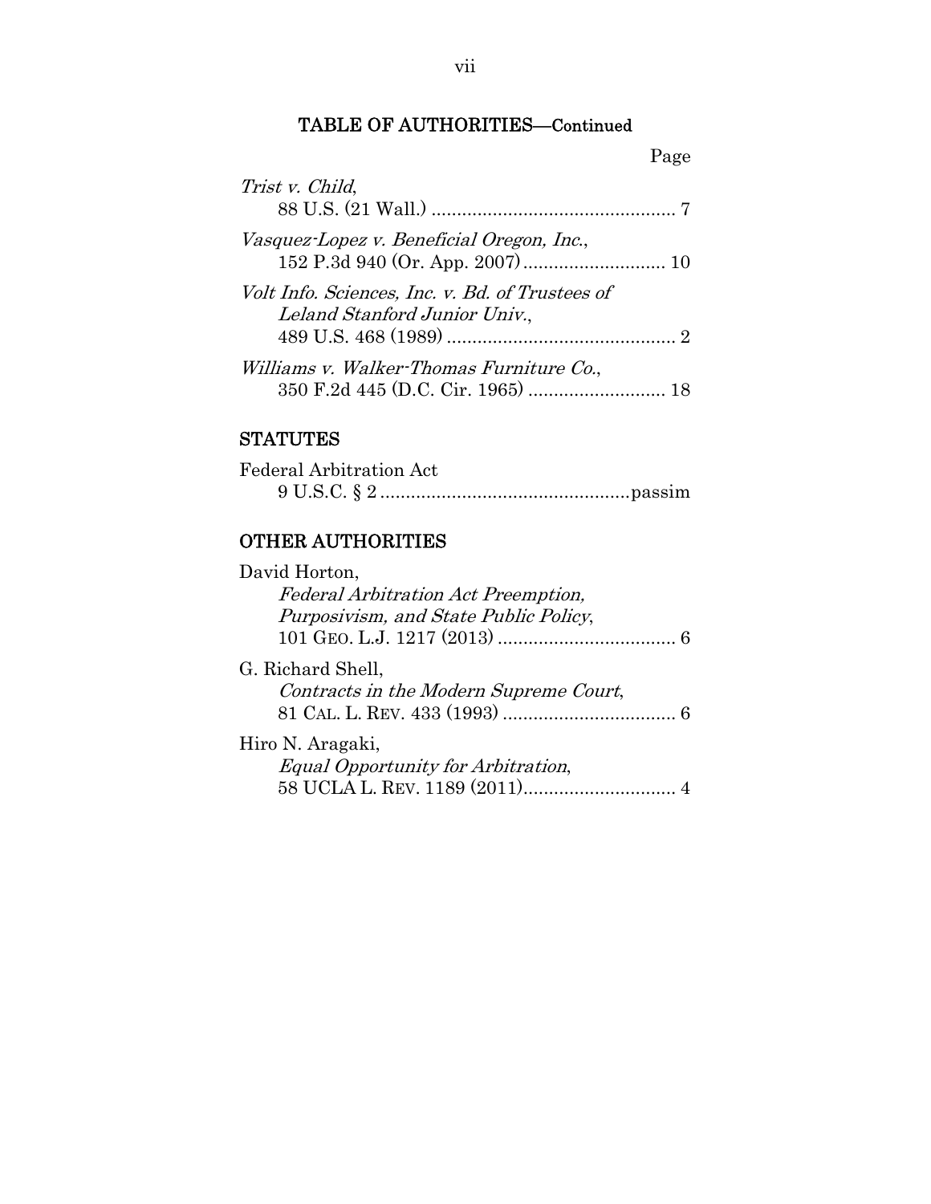## TABLE OF AUTHORITIES—Continued

Page

*Trist v. Child*,
88 U.S. (21 Wall.) ................................................ 7

*Vasquez-Lopez v. Beneficial Oregon, Inc.*,
152 P.3d 940 (Or. App. 2007) ........................... 10

*Volt Info. Sciences, Inc. v. Bd. of Trustees of Leland Stanford Junior Univ.*,
489 U.S. 468 (1989) ............................................ 2

*Williams v. Walker-Thomas Furniture Co.*,
350 F.2d 445 (D.C. Cir. 1965) .......................... 18

## STATUTES

Federal Arbitration Act
9 U.S.C. § 2 ................................................passim

## OTHER AUTHORITIES

David Horton,
*Federal Arbitration Act Preemption, Purposivism, and State Public Policy*,
101 GEO. L.J. 1217 (2013) .................................. 6

G. Richard Shell,
*Contracts in the Modern Supreme Court*,
81 CAL. L. REV. 433 (1993) ................................. 6

Hiro N. Aragaki,
*Equal Opportunity for Arbitration*,
58 UCLA L. REV. 1189 (2011).............................. 4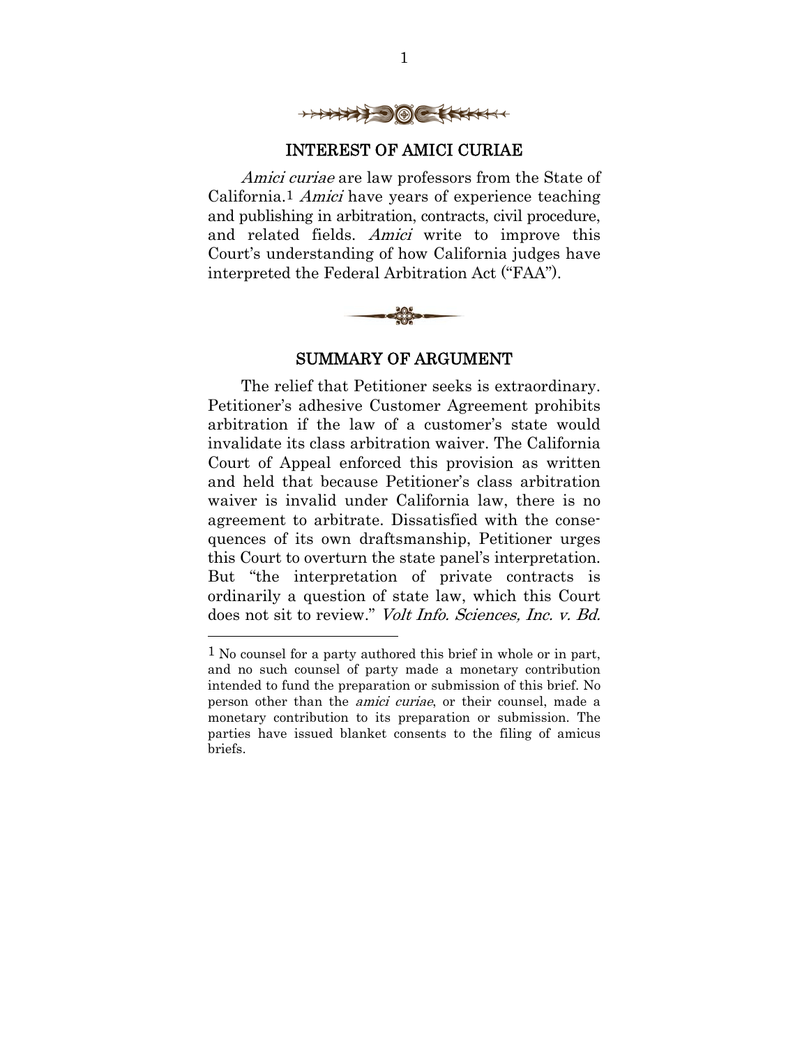## INTEREST OF AMICI CURIAE

*Amici curiae* are law professors from the State of California.[1] *Amici* have years of experience teaching and publishing in arbitration, contracts, civil procedure, and related fields. *Amici* write to improve this Court's understanding of how California judges have interpreted the Federal Arbitration Act ("FAA").

## SUMMARY OF ARGUMENT

The relief that Petitioner seeks is extraordinary. Petitioner's adhesive Customer Agreement prohibits arbitration if the law of a customer's state would invalidate its class arbitration waiver. The California Court of Appeal enforced this provision as written and held that because Petitioner's class arbitration waiver is invalid under California law, there is no agreement to arbitrate. Dissatisfied with the consequences of its own draftsmanship, Petitioner urges this Court to overturn the state panel's interpretation. But "the interpretation of private contracts is ordinarily a question of state law, which this Court does not sit to review." *Volt Info. Sciences, Inc. v. Bd.*

---

[1] No counsel for a party authored this brief in whole or in part, and no such counsel of party made a monetary contribution intended to fund the preparation or submission of this brief. No person other than the *amici curiae*, or their counsel, made a monetary contribution to its preparation or submission. The parties have issued blanket consents to the filing of amicus briefs.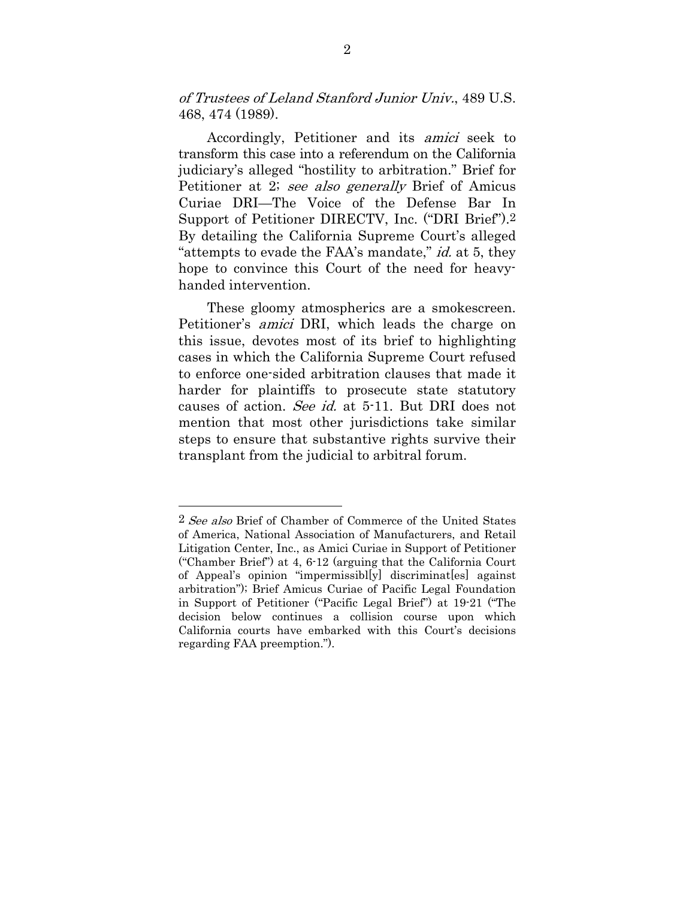*of Trustees of Leland Stanford Junior Univ.*, 489 U.S. 468, 474 (1989).

Accordingly, Petitioner and its *amici* seek to transform this case into a referendum on the California judiciary's alleged "hostility to arbitration." Brief for Petitioner at 2; *see also generally* Brief of Amicus Curiae DRI—The Voice of the Defense Bar In Support of Petitioner DIRECTV, Inc. ("DRI Brief").[2] By detailing the California Supreme Court's alleged "attempts to evade the FAA's mandate," *id.* at 5, they hope to convince this Court of the need for heavy-handed intervention.

These gloomy atmospherics are a smokescreen. Petitioner's *amici* DRI, which leads the charge on this issue, devotes most of its brief to highlighting cases in which the California Supreme Court refused to enforce one-sided arbitration clauses that made it harder for plaintiffs to prosecute state statutory causes of action. *See id.* at 5-11. But DRI does not mention that most other jurisdictions take similar steps to ensure that substantive rights survive their transplant from the judicial to arbitral forum.

---

[2] *See also* Brief of Chamber of Commerce of the United States of America, National Association of Manufacturers, and Retail Litigation Center, Inc., as Amici Curiae in Support of Petitioner ("Chamber Brief") at 4, 6-12 (arguing that the California Court of Appeal's opinion "impermissibl[y] discriminat[es] against arbitration"); Brief Amicus Curiae of Pacific Legal Foundation in Support of Petitioner ("Pacific Legal Brief") at 19-21 ("The decision below continues a collision course upon which California courts have embarked with this Court's decisions regarding FAA preemption.").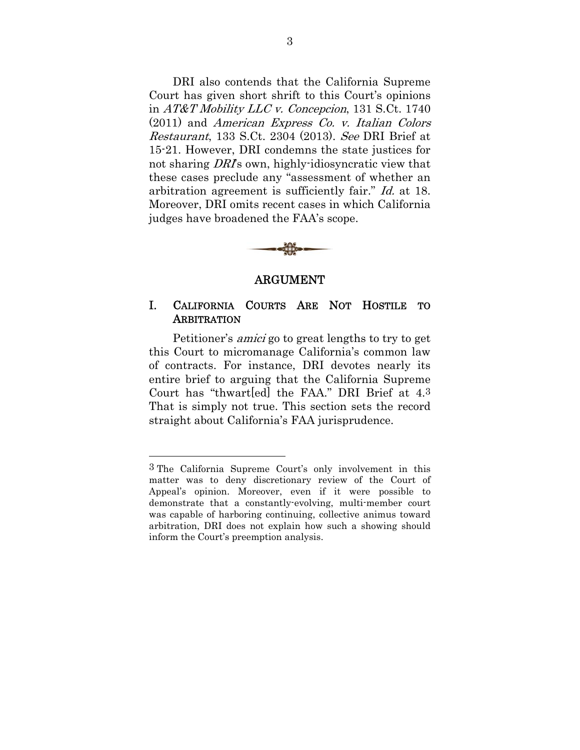DRI also contends that the California Supreme Court has given short shrift to this Court's opinions in *AT&T Mobility LLC v. Concepcion*, 131 S.Ct. 1740 (2011) and *American Express Co. v. Italian Colors Restaurant*, 133 S.Ct. 2304 (2013). *See* DRI Brief at 15-21. However, DRI condemns the state justices for not sharing *DRI*'s own, highly-idiosyncratic view that these cases preclude any "assessment of whether an arbitration agreement is sufficiently fair." *Id.* at 18. Moreover, DRI omits recent cases in which California judges have broadened the FAA's scope.

## ARGUMENT

### I. CALIFORNIA COURTS ARE NOT HOSTILE TO ARBITRATION

Petitioner's *amici* go to great lengths to try to get this Court to micromanage California's common law of contracts. For instance, DRI devotes nearly its entire brief to arguing that the California Supreme Court has "thwart[ed] the FAA." DRI Brief at 4.[3] That is simply not true. This section sets the record straight about California's FAA jurisprudence.

---

[3] The California Supreme Court's only involvement in this matter was to deny discretionary review of the Court of Appeal's opinion. Moreover, even if it were possible to demonstrate that a constantly-evolving, multi-member court was capable of harboring continuing, collective animus toward arbitration, DRI does not explain how such a showing should inform the Court's preemption analysis.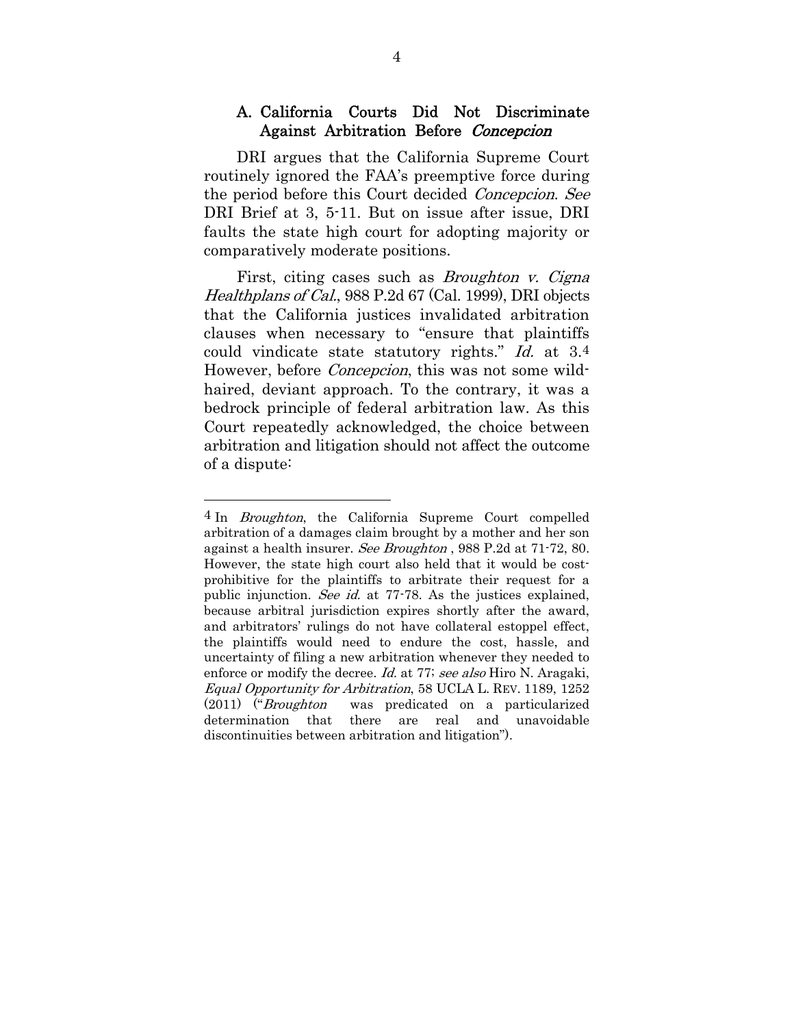### A. California Courts Did Not Discriminate Against Arbitration Before *Concepcion*

DRI argues that the California Supreme Court routinely ignored the FAA's preemptive force during the period before this Court decided *Concepcion*. *See* DRI Brief at 3, 5-11. But on issue after issue, DRI faults the state high court for adopting majority or comparatively moderate positions.

First, citing cases such as *Broughton v. Cigna Healthplans of Cal.*, 988 P.2d 67 (Cal. 1999), DRI objects that the California justices invalidated arbitration clauses when necessary to "ensure that plaintiffs could vindicate state statutory rights." *Id.* at 3.[4] However, before *Concepcion*, this was not some wild-haired, deviant approach. To the contrary, it was a bedrock principle of federal arbitration law. As this Court repeatedly acknowledged, the choice between arbitration and litigation should not affect the outcome of a dispute:

---

[4] In *Broughton*, the California Supreme Court compelled arbitration of a damages claim brought by a mother and her son against a health insurer. *See Broughton* , 988 P.2d at 71-72, 80. However, the state high court also held that it would be cost-prohibitive for the plaintiffs to arbitrate their request for a public injunction. *See id.* at 77-78. As the justices explained, because arbitral jurisdiction expires shortly after the award, and arbitrators' rulings do not have collateral estoppel effect, the plaintiffs would need to endure the cost, hassle, and uncertainty of filing a new arbitration whenever they needed to enforce or modify the decree. *Id.* at 77; *see also* Hiro N. Aragaki, *Equal Opportunity for Arbitration*, 58 UCLA L. REV. 1189, 1252 (2011) ("*Broughton* was predicated on a particularized determination that there are real and unavoidable discontinuities between arbitration and litigation").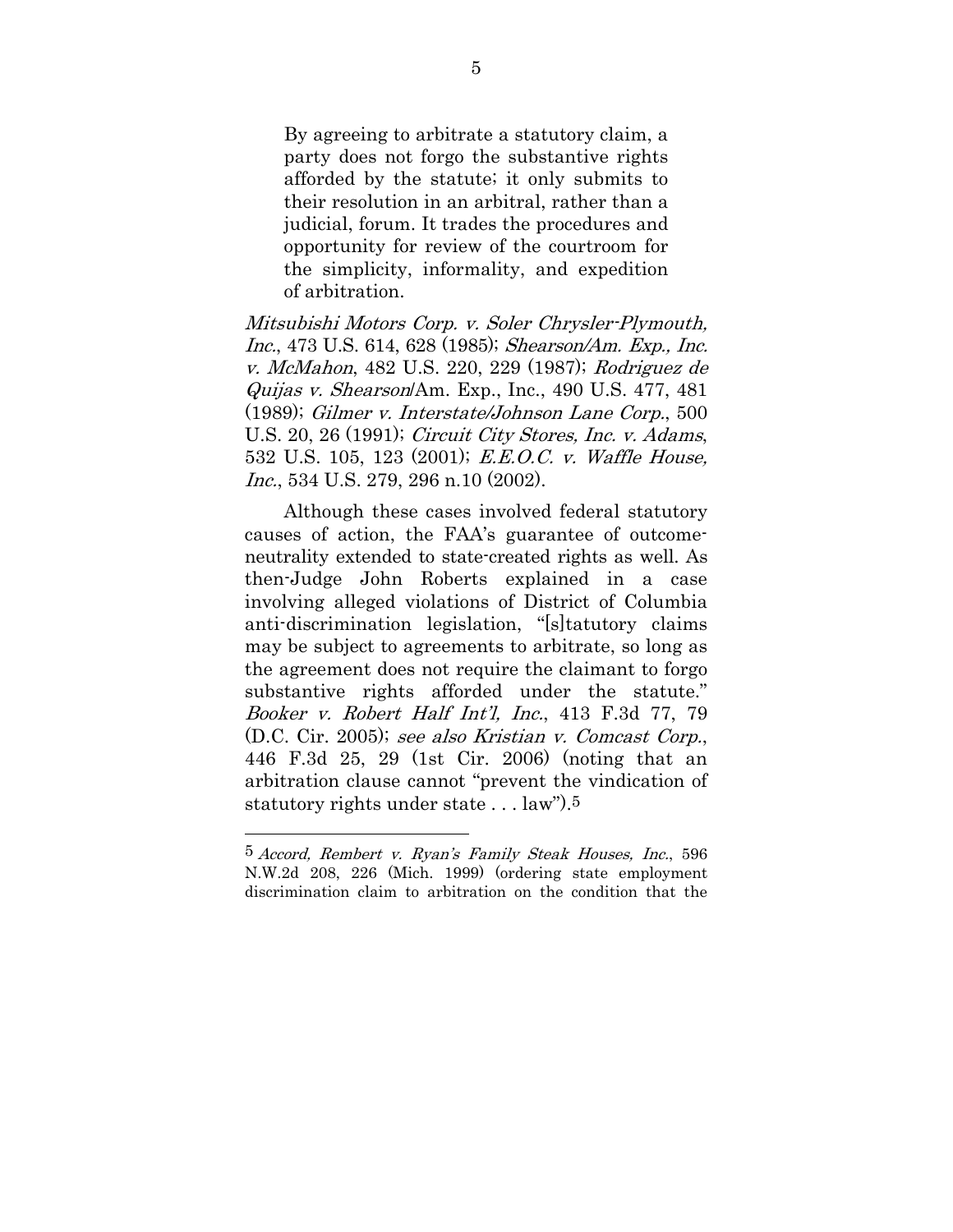> By agreeing to arbitrate a statutory claim, a party does not forgo the substantive rights afforded by the statute; it only submits to their resolution in an arbitral, rather than a judicial, forum. It trades the procedures and opportunity for review of the courtroom for the simplicity, informality, and expedition of arbitration.

*Mitsubishi Motors Corp. v. Soler Chrysler-Plymouth, Inc.*, 473 U.S. 614, 628 (1985); *Shearson/Am. Exp., Inc. v. McMahon*, 482 U.S. 220, 229 (1987); *Rodriguez de Quijas v. Shearson*/Am. Exp., Inc., 490 U.S. 477, 481 (1989); *Gilmer v. Interstate/Johnson Lane Corp.*, 500 U.S. 20, 26 (1991); *Circuit City Stores, Inc. v. Adams*, 532 U.S. 105, 123 (2001); *E.E.O.C. v. Waffle House, Inc.*, 534 U.S. 279, 296 n.10 (2002).

Although these cases involved federal statutory causes of action, the FAA's guarantee of outcome-neutrality extended to state-created rights as well. As then-Judge John Roberts explained in a case involving alleged violations of District of Columbia anti-discrimination legislation, "[s]tatutory claims may be subject to agreements to arbitrate, so long as the agreement does not require the claimant to forgo substantive rights afforded under the statute." *Booker v. Robert Half Int'l, Inc.*, 413 F.3d 77, 79 (D.C. Cir. 2005); *see also Kristian v. Comcast Corp.*, 446 F.3d 25, 29 (1st Cir. 2006) (noting that an arbitration clause cannot "prevent the vindication of statutory rights under state . . . law").[5]

---

[5] *Accord, Rembert v. Ryan's Family Steak Houses, Inc.*, 596 N.W.2d 208, 226 (Mich. 1999) (ordering state employment discrimination claim to arbitration on the condition that the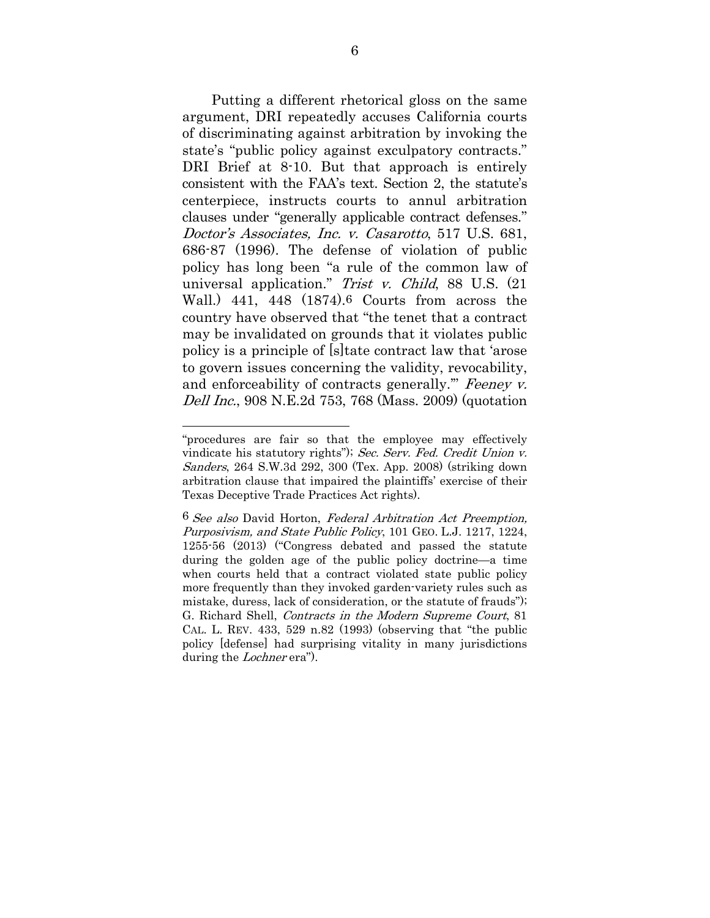Putting a different rhetorical gloss on the same argument, DRI repeatedly accuses California courts of discriminating against arbitration by invoking the state's "public policy against exculpatory contracts." DRI Brief at 8-10. But that approach is entirely consistent with the FAA's text. Section 2, the statute's centerpiece, instructs courts to annul arbitration clauses under "generally applicable contract defenses." *Doctor's Associates, Inc. v. Casarotto*, 517 U.S. 681, 686-87 (1996). The defense of violation of public policy has long been "a rule of the common law of universal application." *Trist v. Child*, 88 U.S. (21 Wall.) 441, 448 (1874).[6] Courts from across the country have observed that "the tenet that a contract may be invalidated on grounds that it violates public policy is a principle of [s]tate contract law that 'arose to govern issues concerning the validity, revocability, and enforceability of contracts generally.'" *Feeney v. Dell Inc.*, 908 N.E.2d 753, 768 (Mass. 2009) (quotation

---

"procedures are fair so that the employee may effectively vindicate his statutory rights"); *Sec. Serv. Fed. Credit Union v. Sanders*, 264 S.W.3d 292, 300 (Tex. App. 2008) (striking down arbitration clause that impaired the plaintiffs' exercise of their Texas Deceptive Trade Practices Act rights).

[6] *See also* David Horton, *Federal Arbitration Act Preemption, Purposivism, and State Public Policy*, 101 GEO. L.J. 1217, 1224, 1255-56 (2013) ("Congress debated and passed the statute during the golden age of the public policy doctrine—a time when courts held that a contract violated state public policy more frequently than they invoked garden-variety rules such as mistake, duress, lack of consideration, or the statute of frauds"); G. Richard Shell, *Contracts in the Modern Supreme Court*, 81 CAL. L. REV. 433, 529 n.82 (1993) (observing that "the public policy [defense] had surprising vitality in many jurisdictions during the *Lochner* era").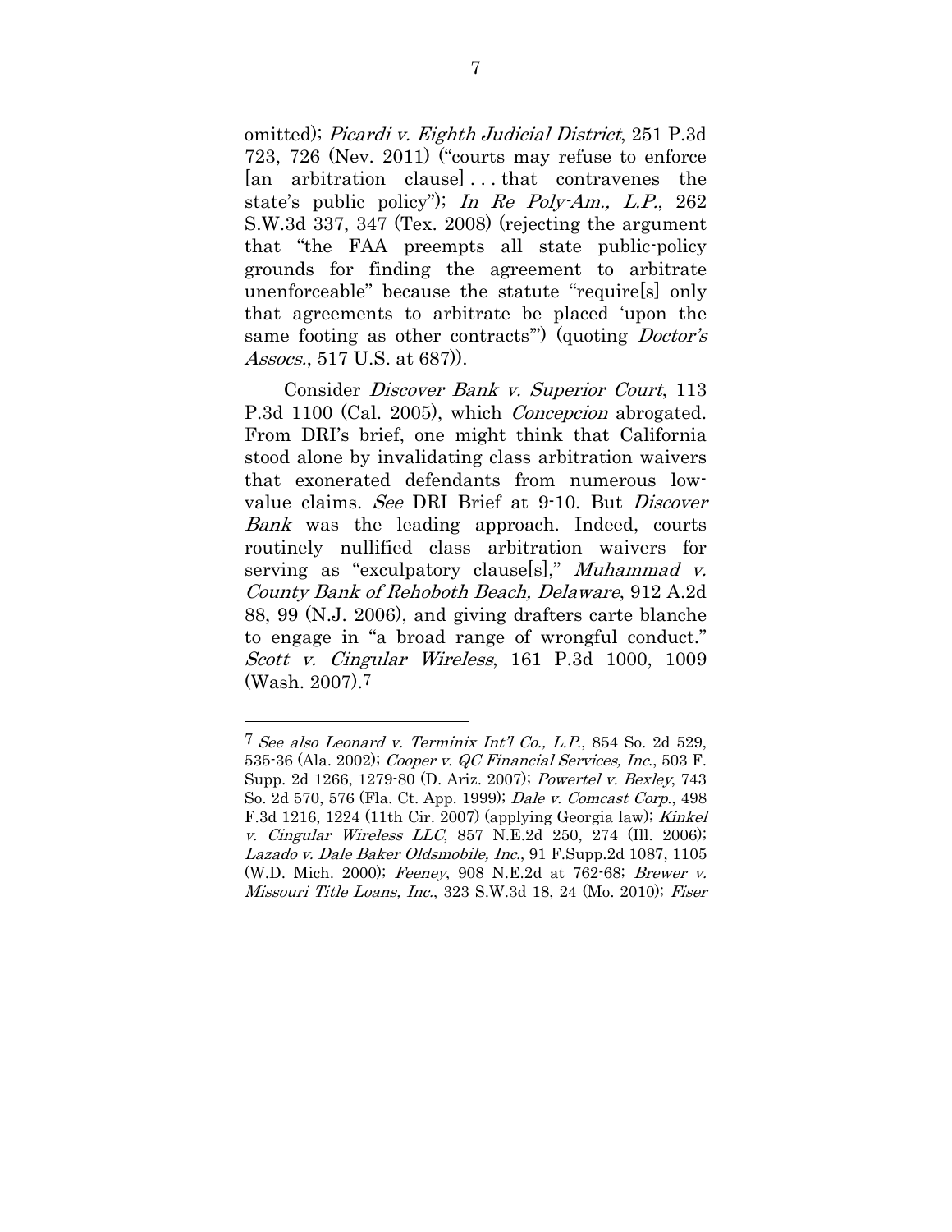omitted); *Picardi v. Eighth Judicial District*, 251 P.3d 723, 726 (Nev. 2011) ("courts may refuse to enforce [an arbitration clause] . . . that contravenes the state's public policy"); *In Re Poly-Am., L.P.*, 262 S.W.3d 337, 347 (Tex. 2008) (rejecting the argument that "the FAA preempts all state public-policy grounds for finding the agreement to arbitrate unenforceable" because the statute "require[s] only that agreements to arbitrate be placed 'upon the same footing as other contracts'") (quoting *Doctor's Assocs.*, 517 U.S. at 687)).

Consider *Discover Bank v. Superior Court*, 113 P.3d 1100 (Cal. 2005), which *Concepcion* abrogated. From DRI's brief, one might think that California stood alone by invalidating class arbitration waivers that exonerated defendants from numerous low-value claims. *See* DRI Brief at 9-10. But *Discover Bank* was the leading approach. Indeed, courts routinely nullified class arbitration waivers for serving as "exculpatory clause[s]," *Muhammad v. County Bank of Rehoboth Beach, Delaware*, 912 A.2d 88, 99 (N.J. 2006), and giving drafters carte blanche to engage in "a broad range of wrongful conduct." *Scott v. Cingular Wireless*, 161 P.3d 1000, 1009 (Wash. 2007).[7]

---

[7] *See also Leonard v. Terminix Int'l Co., L.P.*, 854 So. 2d 529, 535-36 (Ala. 2002); *Cooper v. QC Financial Services, Inc.*, 503 F. Supp. 2d 1266, 1279-80 (D. Ariz. 2007); *Powertel v. Bexley*, 743 So. 2d 570, 576 (Fla. Ct. App. 1999); *Dale v. Comcast Corp.*, 498 F.3d 1216, 1224 (11th Cir. 2007) (applying Georgia law); *Kinkel v. Cingular Wireless LLC*, 857 N.E.2d 250, 274 (Ill. 2006); *Lazado v. Dale Baker Oldsmobile, Inc.*, 91 F.Supp.2d 1087, 1105 (W.D. Mich. 2000); *Feeney*, 908 N.E.2d at 762-68; *Brewer v. Missouri Title Loans, Inc.*, 323 S.W.3d 18, 24 (Mo. 2010); *Fiser*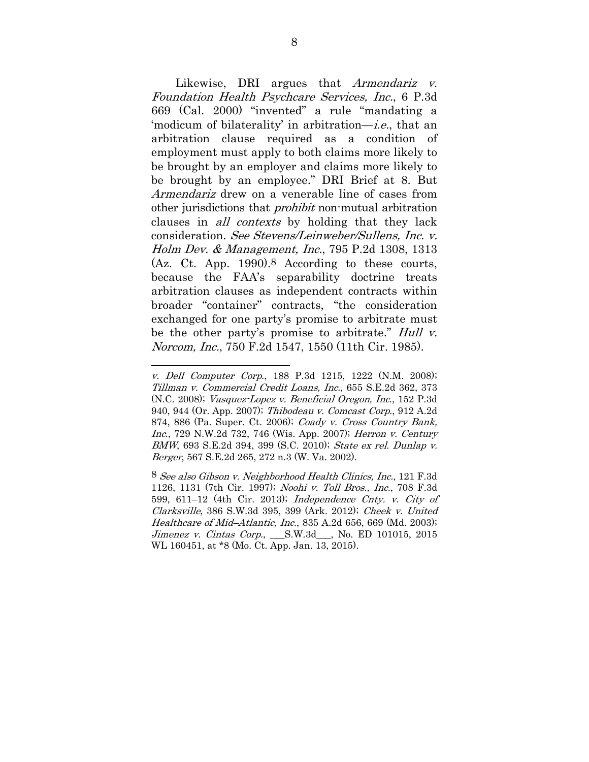Likewise, DRI argues that *Armendariz v. Foundation Health Psychcare Services, Inc.*, 6 P.3d 669 (Cal. 2000) "invented" a rule "mandating a 'modicum of bilaterality' in arbitration—*i.e.*, that an arbitration clause required as a condition of employment must apply to both claims more likely to be brought by an employer and claims more likely to be brought by an employee." DRI Brief at 8. But *Armendariz* drew on a venerable line of cases from other jurisdictions that *prohibit* non-mutual arbitration clauses in *all contexts* by holding that they lack consideration. *See Stevens/Leinweber/Sullens, Inc. v. Holm Dev. & Management, Inc.*, 795 P.2d 1308, 1313 (Az. Ct. App. 1990).[8] According to these courts, because the FAA's separability doctrine treats arbitration clauses as independent contracts within broader "container" contracts, "the consideration exchanged for one party's promise to arbitrate must be the other party's promise to arbitrate." *Hull v. Norcom, Inc.*, 750 F.2d 1547, 1550 (11th Cir. 1985).

---

*v. Dell Computer Corp.*, 188 P.3d 1215, 1222 (N.M. 2008); *Tillman v. Commercial Credit Loans, Inc.*, 655 S.E.2d 362, 373 (N.C. 2008); *Vasquez-Lopez v. Beneficial Oregon, Inc.*, 152 P.3d 940, 944 (Or. App. 2007); *Thibodeau v. Comcast Corp.*, 912 A.2d 874, 886 (Pa. Super. Ct. 2006); *Coady v. Cross Country Bank, Inc.*, 729 N.W.2d 732, 746 (Wis. App. 2007); *Herron v. Century BMW*, 693 S.E.2d 394, 399 (S.C. 2010); *State ex rel. Dunlap v. Berger*, 567 S.E.2d 265, 272 n.3 (W. Va. 2002).

[8] *See also Gibson v. Neighborhood Health Clinics, Inc.*, 121 F.3d 1126, 1131 (7th Cir. 1997); *Noohi v. Toll Bros., Inc.*, 708 F.3d 599, 611–12 (4th Cir. 2013); *Independence Cnty. v. City of Clarksville*, 386 S.W.3d 395, 399 (Ark. 2012); *Cheek v. United Healthcare of Mid–Atlantic, Inc.*, 835 A.2d 656, 669 (Md. 2003); *Jimenez v. Cintas Corp.*, ___S.W.3d___, No. ED 101015, 2015 WL 160451, at *8 (Mo. Ct. App. Jan. 13, 2015).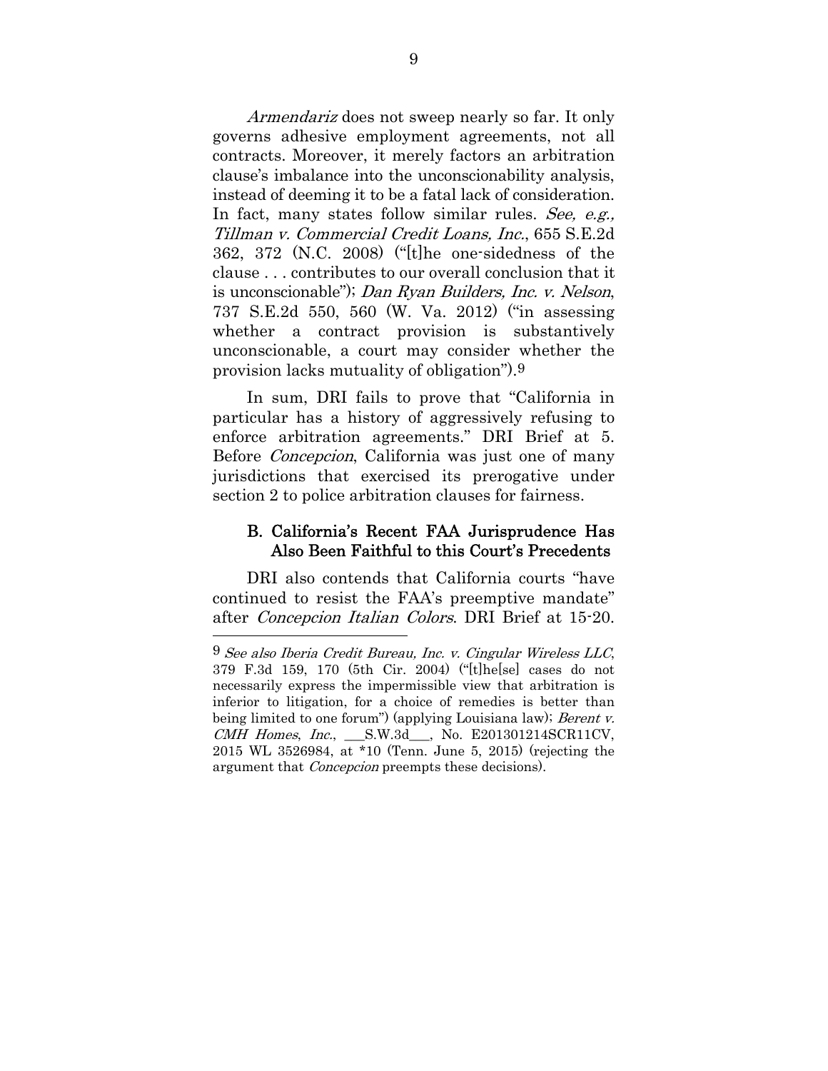*Armendariz* does not sweep nearly so far. It only governs adhesive employment agreements, not all contracts. Moreover, it merely factors an arbitration clause's imbalance into the unconscionability analysis, instead of deeming it to be a fatal lack of consideration. In fact, many states follow similar rules. *See, e.g., Tillman v. Commercial Credit Loans, Inc.*, 655 S.E.2d 362, 372 (N.C. 2008) ("[t]he one-sidedness of the clause . . . contributes to our overall conclusion that it is unconscionable"); *Dan Ryan Builders, Inc. v. Nelson*, 737 S.E.2d 550, 560 (W. Va. 2012) ("in assessing whether a contract provision is substantively unconscionable, a court may consider whether the provision lacks mutuality of obligation").[9]

In sum, DRI fails to prove that "California in particular has a history of aggressively refusing to enforce arbitration agreements." DRI Brief at 5. Before *Concepcion*, California was just one of many jurisdictions that exercised its prerogative under section 2 to police arbitration clauses for fairness.

### B. California's Recent FAA Jurisprudence Has Also Been Faithful to this Court's Precedents

DRI also contends that California courts "have continued to resist the FAA's preemptive mandate" after *Concepcion Italian Colors*. DRI Brief at 15-20.

---

[9] *See also Iberia Credit Bureau, Inc. v. Cingular Wireless LLC*, 379 F.3d 159, 170 (5th Cir. 2004) ("[t]he[se] cases do not necessarily express the impermissible view that arbitration is inferior to litigation, for a choice of remedies is better than being limited to one forum") (applying Louisiana law); *Berent v. CMH Homes, Inc.*, ___S.W.3d___, No. E201301214SCR11CV, 2015 WL 3526984, at *10 (Tenn. June 5, 2015) (rejecting the argument that *Concepcion* preempts these decisions).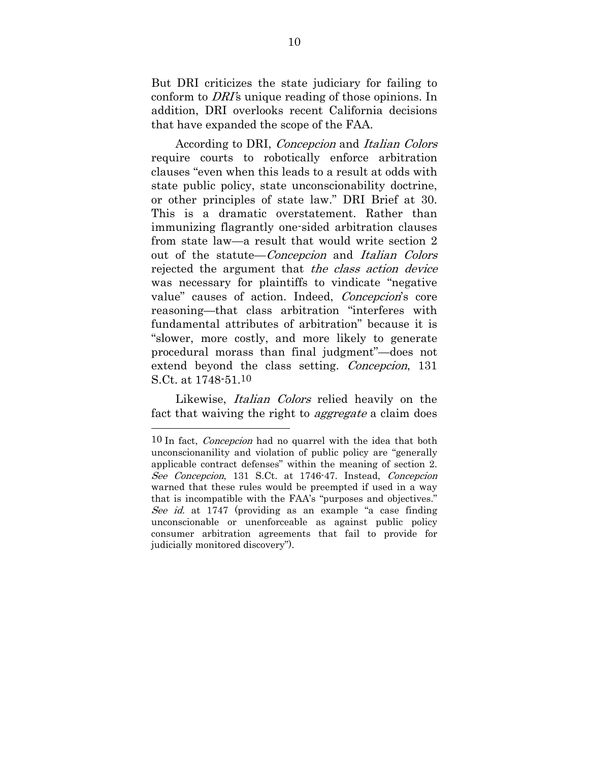But DRI criticizes the state judiciary for failing to conform to *DRI*'s unique reading of those opinions. In addition, DRI overlooks recent California decisions that have expanded the scope of the FAA.

According to DRI, *Concepcion* and *Italian Colors* require courts to robotically enforce arbitration clauses "even when this leads to a result at odds with state public policy, state unconscionability doctrine, or other principles of state law." DRI Brief at 30. This is a dramatic overstatement. Rather than immunizing flagrantly one-sided arbitration clauses from state law—a result that would write section 2 out of the statute—*Concepcion* and *Italian Colors* rejected the argument that *the class action device* was necessary for plaintiffs to vindicate "negative value" causes of action. Indeed, *Concepcion*'s core reasoning—that class arbitration "interferes with fundamental attributes of arbitration" because it is "slower, more costly, and more likely to generate procedural morass than final judgment"—does not extend beyond the class setting. *Concepcion*, 131 S.Ct. at 1748-51.[10]

Likewise, *Italian Colors* relied heavily on the fact that waiving the right to *aggregate* a claim does

---

[10] In fact, *Concepcion* had no quarrel with the idea that both unconscionanility and violation of public policy are "generally applicable contract defenses" within the meaning of section 2. *See Concepcion*, 131 S.Ct. at 1746-47. Instead, *Concepcion* warned that these rules would be preempted if used in a way that is incompatible with the FAA's "purposes and objectives." *See id.* at 1747 (providing as an example "a case finding unconscionable or unenforceable as against public policy consumer arbitration agreements that fail to provide for judicially monitored discovery").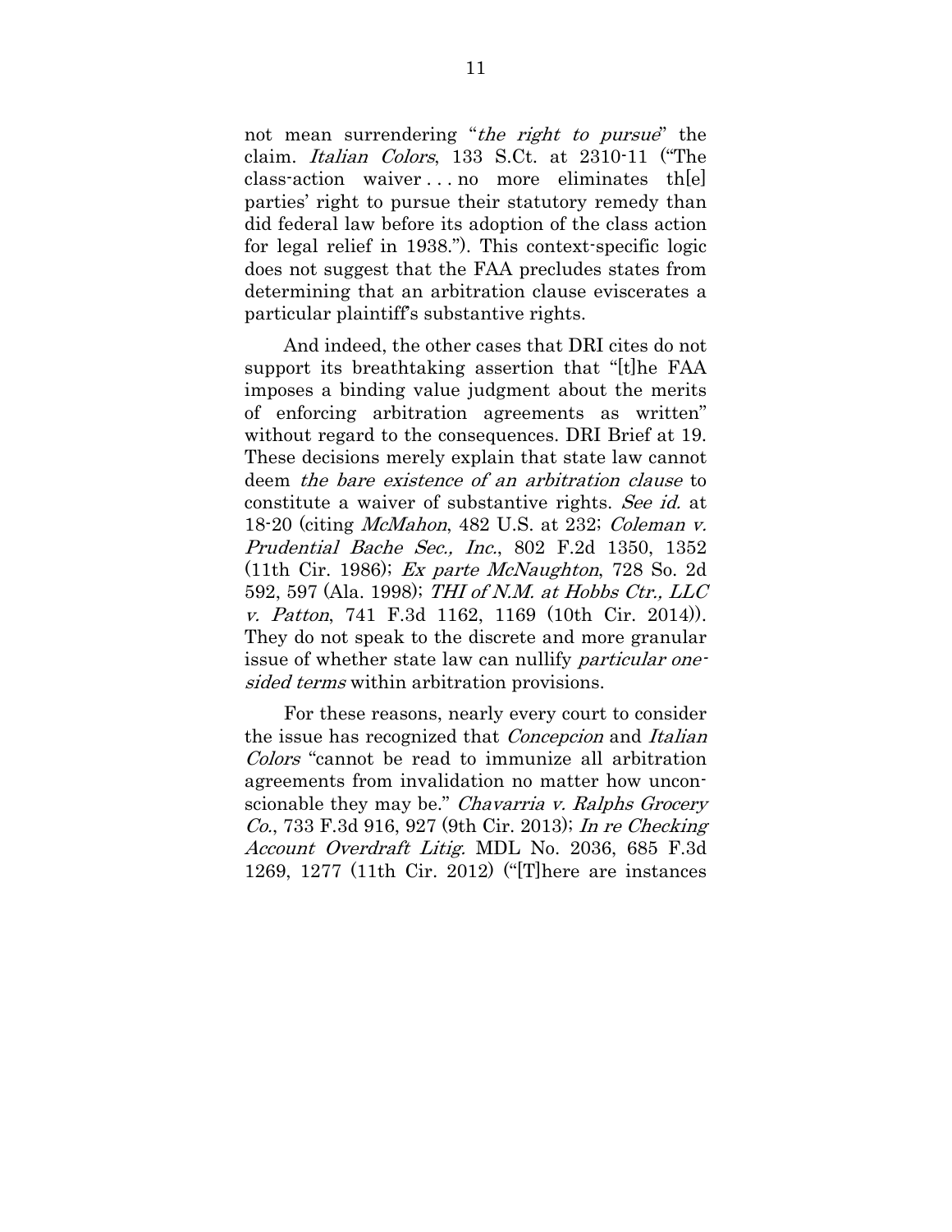not mean surrendering "*the right to pursue*" the claim. *Italian Colors*, 133 S.Ct. at 2310-11 ("The class-action waiver . . . no more eliminates th[e] parties' right to pursue their statutory remedy than did federal law before its adoption of the class action for legal relief in 1938."). This context-specific logic does not suggest that the FAA precludes states from determining that an arbitration clause eviscerates a particular plaintiff's substantive rights.

And indeed, the other cases that DRI cites do not support its breathtaking assertion that "[t]he FAA imposes a binding value judgment about the merits of enforcing arbitration agreements as written" without regard to the consequences. DRI Brief at 19. These decisions merely explain that state law cannot deem *the bare existence of an arbitration clause* to constitute a waiver of substantive rights. *See id.* at 18-20 (citing *McMahon*, 482 U.S. at 232; *Coleman v. Prudential Bache Sec., Inc.*, 802 F.2d 1350, 1352 (11th Cir. 1986); *Ex parte McNaughton*, 728 So. 2d 592, 597 (Ala. 1998); *THI of N.M. at Hobbs Ctr., LLC v. Patton*, 741 F.3d 1162, 1169 (10th Cir. 2014)). They do not speak to the discrete and more granular issue of whether state law can nullify *particular one-sided terms* within arbitration provisions.

For these reasons, nearly every court to consider the issue has recognized that *Concepcion* and *Italian Colors* "cannot be read to immunize all arbitration agreements from invalidation no matter how unconscionable they may be." *Chavarria v. Ralphs Grocery Co.*, 733 F.3d 916, 927 (9th Cir. 2013); *In re Checking Account Overdraft Litig.* MDL No. 2036, 685 F.3d 1269, 1277 (11th Cir. 2012) ("[T]here are instances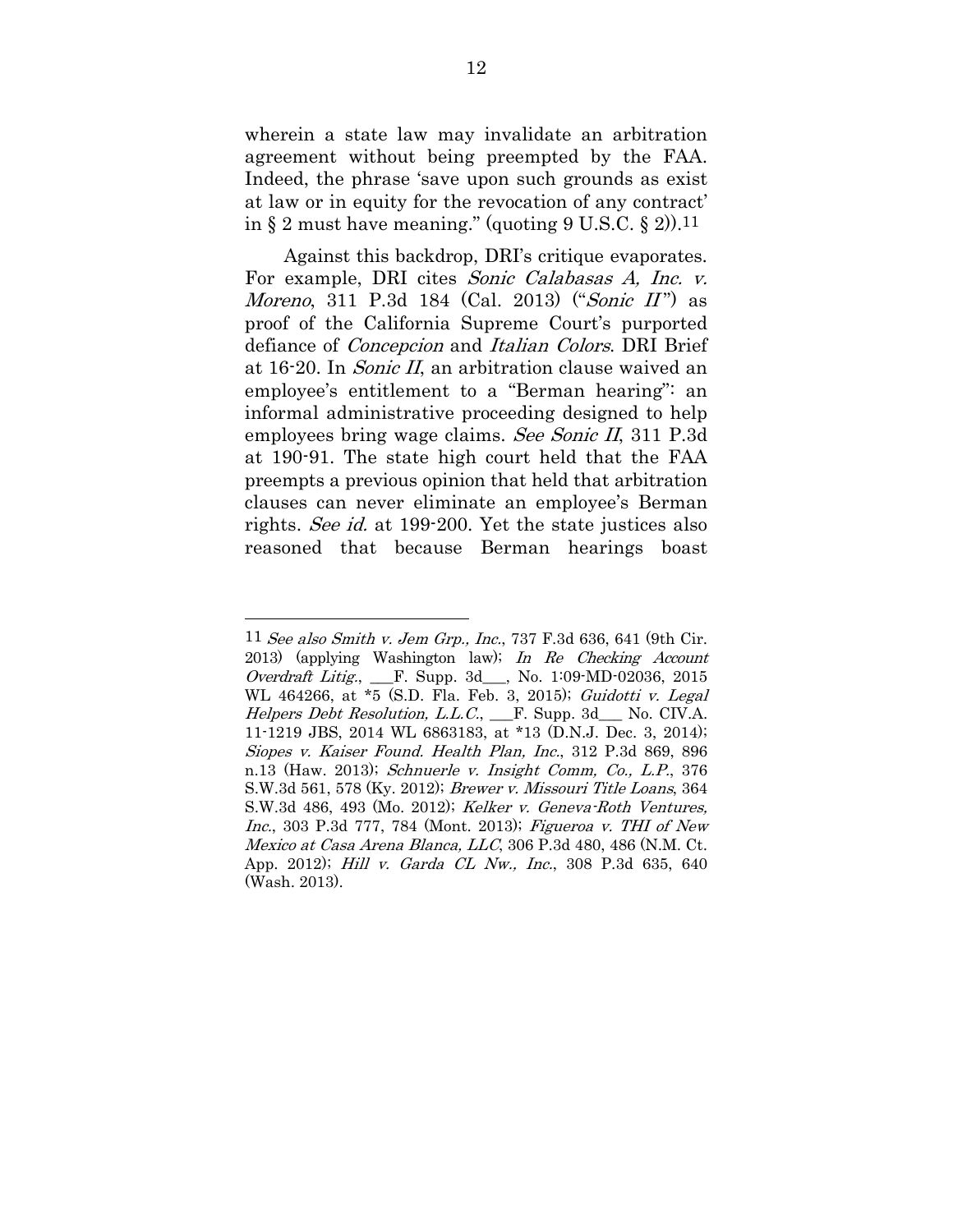wherein a state law may invalidate an arbitration agreement without being preempted by the FAA. Indeed, the phrase 'save upon such grounds as exist at law or in equity for the revocation of any contract' in § 2 must have meaning." (quoting 9 U.S.C. § 2)).[11]

Against this backdrop, DRI's critique evaporates. For example, DRI cites *Sonic Calabasas A, Inc. v. Moreno*, 311 P.3d 184 (Cal. 2013) ("*Sonic II*") as proof of the California Supreme Court's purported defiance of *Concepcion* and *Italian Colors*. DRI Brief at 16-20. In *Sonic II*, an arbitration clause waived an employee's entitlement to a "Berman hearing": an informal administrative proceeding designed to help employees bring wage claims. *See Sonic II*, 311 P.3d at 190-91. The state high court held that the FAA preempts a previous opinion that held that arbitration clauses can never eliminate an employee's Berman rights. *See id.* at 199-200. Yet the state justices also reasoned that because Berman hearings boast

---

[11] *See also Smith v. Jem Grp., Inc.*, 737 F.3d 636, 641 (9th Cir. 2013) (applying Washington law); *In Re Checking Account Overdraft Litig.*, ___F. Supp. 3d___, No. 1:09-MD-02036, 2015 WL 464266, at *5 (S.D. Fla. Feb. 3, 2015); *Guidotti v. Legal Helpers Debt Resolution, L.L.C.*, ___F. Supp. 3d___ No. CIV.A. 11-1219 JBS, 2014 WL 6863183, at *13 (D.N.J. Dec. 3, 2014); *Siopes v. Kaiser Found. Health Plan, Inc.*, 312 P.3d 869, 896 n.13 (Haw. 2013); *Schnuerle v. Insight Comm, Co., L.P.*, 376 S.W.3d 561, 578 (Ky. 2012); *Brewer v. Missouri Title Loans*, 364 S.W.3d 486, 493 (Mo. 2012); *Kelker v. Geneva-Roth Ventures, Inc.*, 303 P.3d 777, 784 (Mont. 2013); *Figueroa v. THI of New Mexico at Casa Arena Blanca, LLC*, 306 P.3d 480, 486 (N.M. Ct. App. 2012); *Hill v. Garda CL Nw., Inc.*, 308 P.3d 635, 640 (Wash. 2013).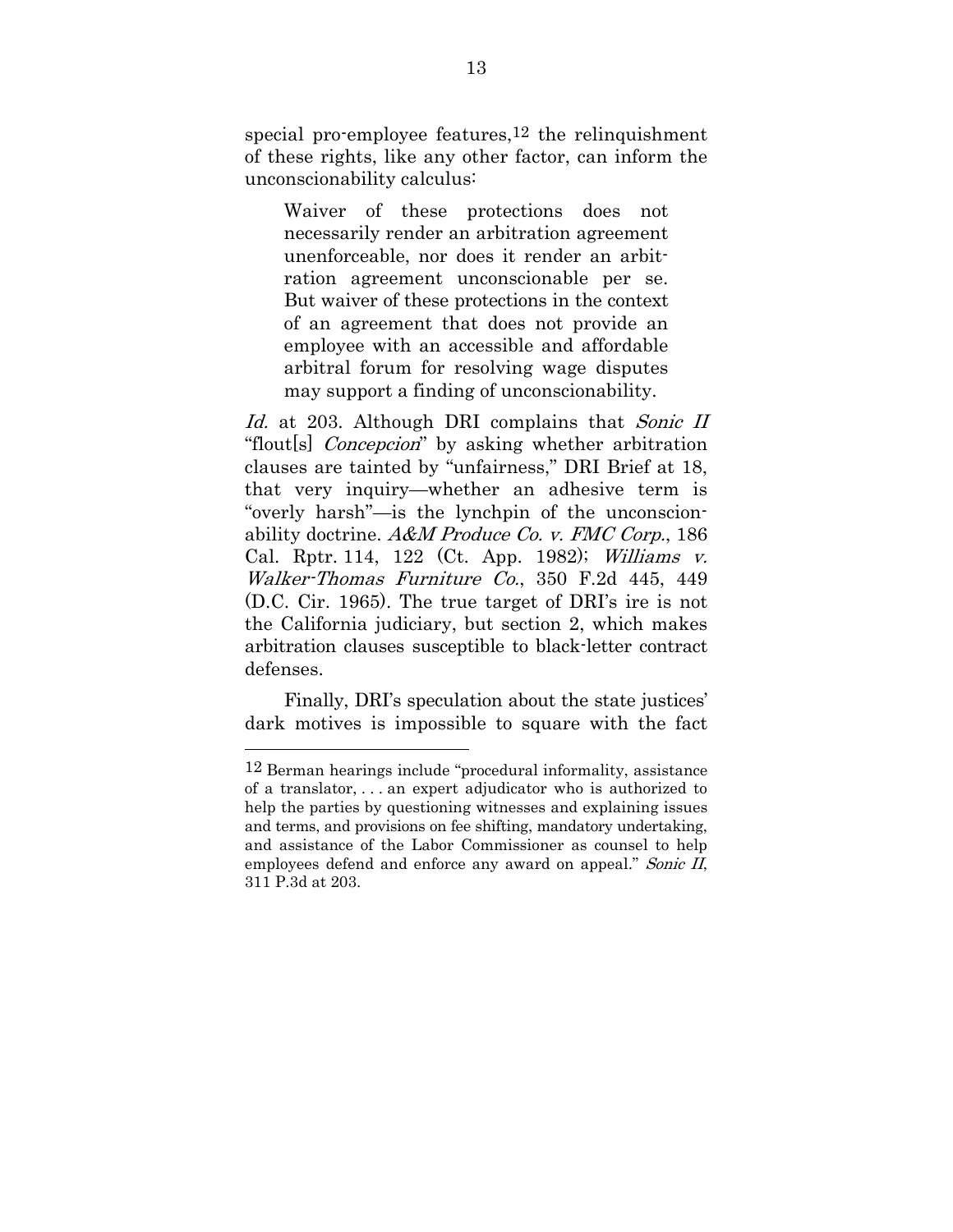special pro-employee features,[12] the relinquishment of these rights, like any other factor, can inform the unconscionability calculus:

> Waiver of these protections does not necessarily render an arbitration agreement unenforceable, nor does it render an arbitration agreement unconscionable per se. But waiver of these protections in the context of an agreement that does not provide an employee with an accessible and affordable arbitral forum for resolving wage disputes may support a finding of unconscionability.

*Id.* at 203. Although DRI complains that *Sonic II* "flout[s] *Concepcion*" by asking whether arbitration clauses are tainted by "unfairness," DRI Brief at 18, that very inquiry—whether an adhesive term is "overly harsh"—is the lynchpin of the unconscionability doctrine. *A&M Produce Co. v. FMC Corp.*, 186 Cal. Rptr. 114, 122 (Ct. App. 1982); *Williams v. Walker-Thomas Furniture Co.*, 350 F.2d 445, 449 (D.C. Cir. 1965). The true target of DRI's ire is not the California judiciary, but section 2, which makes arbitration clauses susceptible to black-letter contract defenses.

Finally, DRI's speculation about the state justices' dark motives is impossible to square with the fact

---

[12] Berman hearings include "procedural informality, assistance of a translator, . . . an expert adjudicator who is authorized to help the parties by questioning witnesses and explaining issues and terms, and provisions on fee shifting, mandatory undertaking, and assistance of the Labor Commissioner as counsel to help employees defend and enforce any award on appeal." *Sonic II*, 311 P.3d at 203.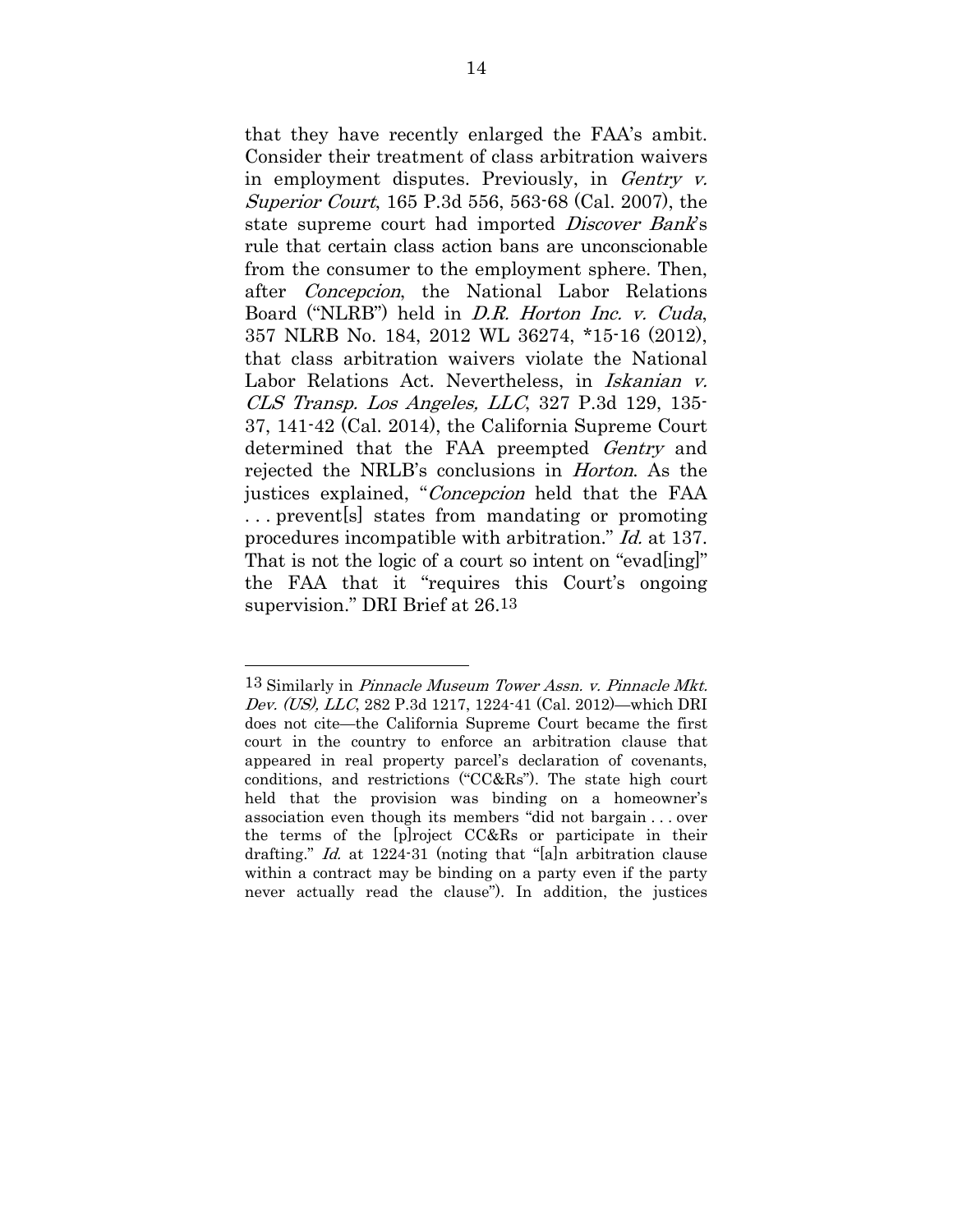that they have recently enlarged the FAA's ambit. Consider their treatment of class arbitration waivers in employment disputes. Previously, in *Gentry v. Superior Court*, 165 P.3d 556, 563-68 (Cal. 2007), the state supreme court had imported *Discover Bank*'s rule that certain class action bans are unconscionable from the consumer to the employment sphere. Then, after *Concepcion*, the National Labor Relations Board ("NLRB") held in *D.R. Horton Inc. v. Cuda*, 357 NLRB No. 184, 2012 WL 36274, *15-16 (2012), that class arbitration waivers violate the National Labor Relations Act. Nevertheless, in *Iskanian v. CLS Transp. Los Angeles, LLC*, 327 P.3d 129, 135-37, 141-42 (Cal. 2014), the California Supreme Court determined that the FAA preempted *Gentry* and rejected the NRLB's conclusions in *Horton*. As the justices explained, "*Concepcion* held that the FAA . . . prevent[s] states from mandating or promoting procedures incompatible with arbitration." *Id.* at 137. That is not the logic of a court so intent on "evad[ing]" the FAA that it "requires this Court's ongoing supervision." DRI Brief at 26.[13]

---

[13] Similarly in *Pinnacle Museum Tower Assn. v. Pinnacle Mkt. Dev. (US), LLC*, 282 P.3d 1217, 1224-41 (Cal. 2012)—which DRI does not cite—the California Supreme Court became the first court in the country to enforce an arbitration clause that appeared in real property parcel's declaration of covenants, conditions, and restrictions ("CC&Rs"). The state high court held that the provision was binding on a homeowner's association even though its members "did not bargain . . . over the terms of the [p]roject CC&Rs or participate in their drafting." *Id.* at 1224-31 (noting that "[a]n arbitration clause within a contract may be binding on a party even if the party never actually read the clause"). In addition, the justices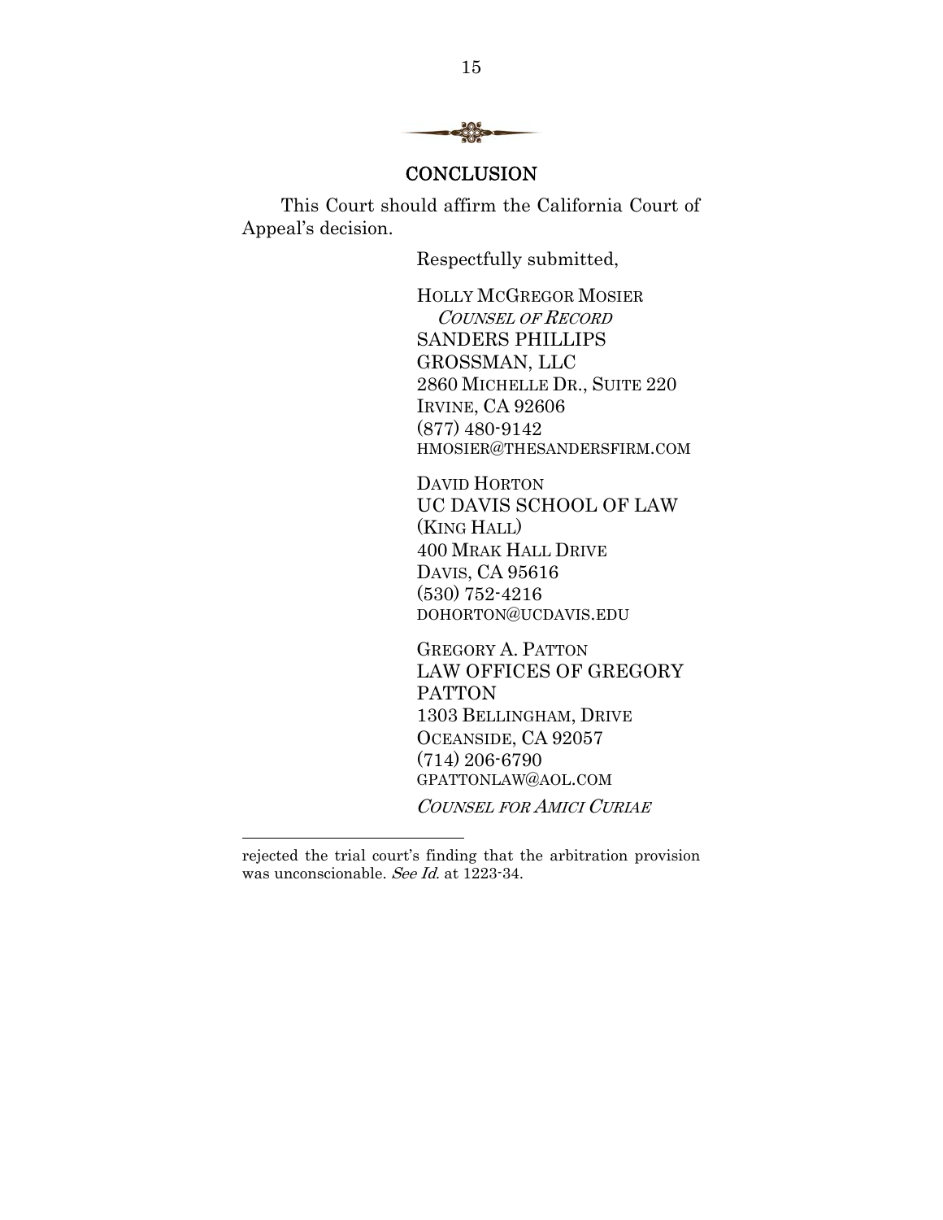## CONCLUSION

This Court should affirm the California Court of Appeal's decision.

Respectfully submitted,

HOLLY MCGREGOR MOSIER
*COUNSEL OF RECORD*
SANDERS PHILLIPS
GROSSMAN, LLC
2860 MICHELLE DR., SUITE 220
IRVINE, CA 92606
(877) 480-9142
HMOSIER@THESANDERSFIRM.COM

DAVID HORTON
UC DAVIS SCHOOL OF LAW
(KING HALL)
400 MRAK HALL DRIVE
DAVIS, CA 95616
(530) 752-4216
DOHORTON@UCDAVIS.EDU

GREGORY A. PATTON
LAW OFFICES OF GREGORY
PATTON
1303 BELLINGHAM, DRIVE
OCEANSIDE, CA 92057
(714) 206-6790
GPATTONLAW@AOL.COM

*COUNSEL FOR AMICI CURIAE*

---

rejected the trial court's finding that the arbitration provision was unconscionable. *See Id.* at 1223-34.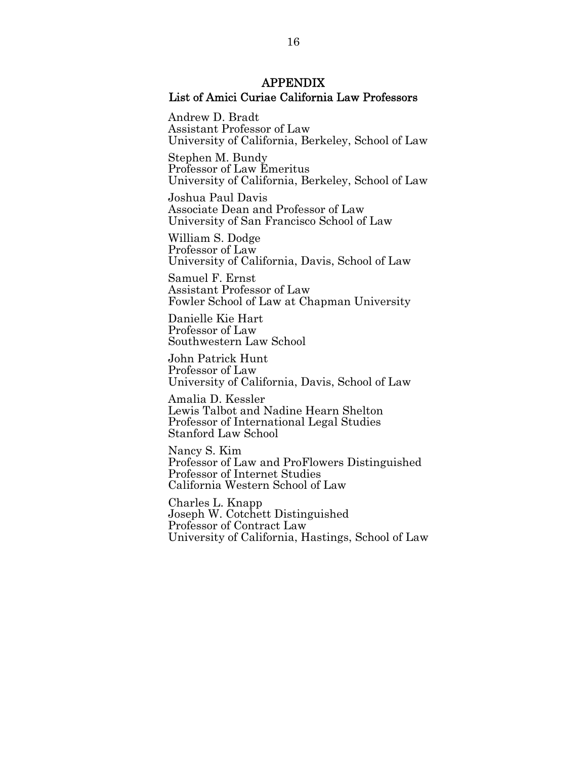## APPENDIX

### List of Amici Curiae California Law Professors

Andrew D. Bradt
Assistant Professor of Law
University of California, Berkeley, School of Law

Stephen M. Bundy
Professor of Law Emeritus
University of California, Berkeley, School of Law

Joshua Paul Davis
Associate Dean and Professor of Law
University of San Francisco School of Law

William S. Dodge
Professor of Law
University of California, Davis, School of Law

Samuel F. Ernst
Assistant Professor of Law
Fowler School of Law at Chapman University

Danielle Kie Hart
Professor of Law
Southwestern Law School

John Patrick Hunt
Professor of Law
University of California, Davis, School of Law

Amalia D. Kessler
Lewis Talbot and Nadine Hearn Shelton
Professor of International Legal Studies
Stanford Law School

Nancy S. Kim
Professor of Law and ProFlowers Distinguished
Professor of Internet Studies
California Western School of Law

Charles L. Knapp
Joseph W. Cotchett Distinguished
Professor of Contract Law
University of California, Hastings, School of Law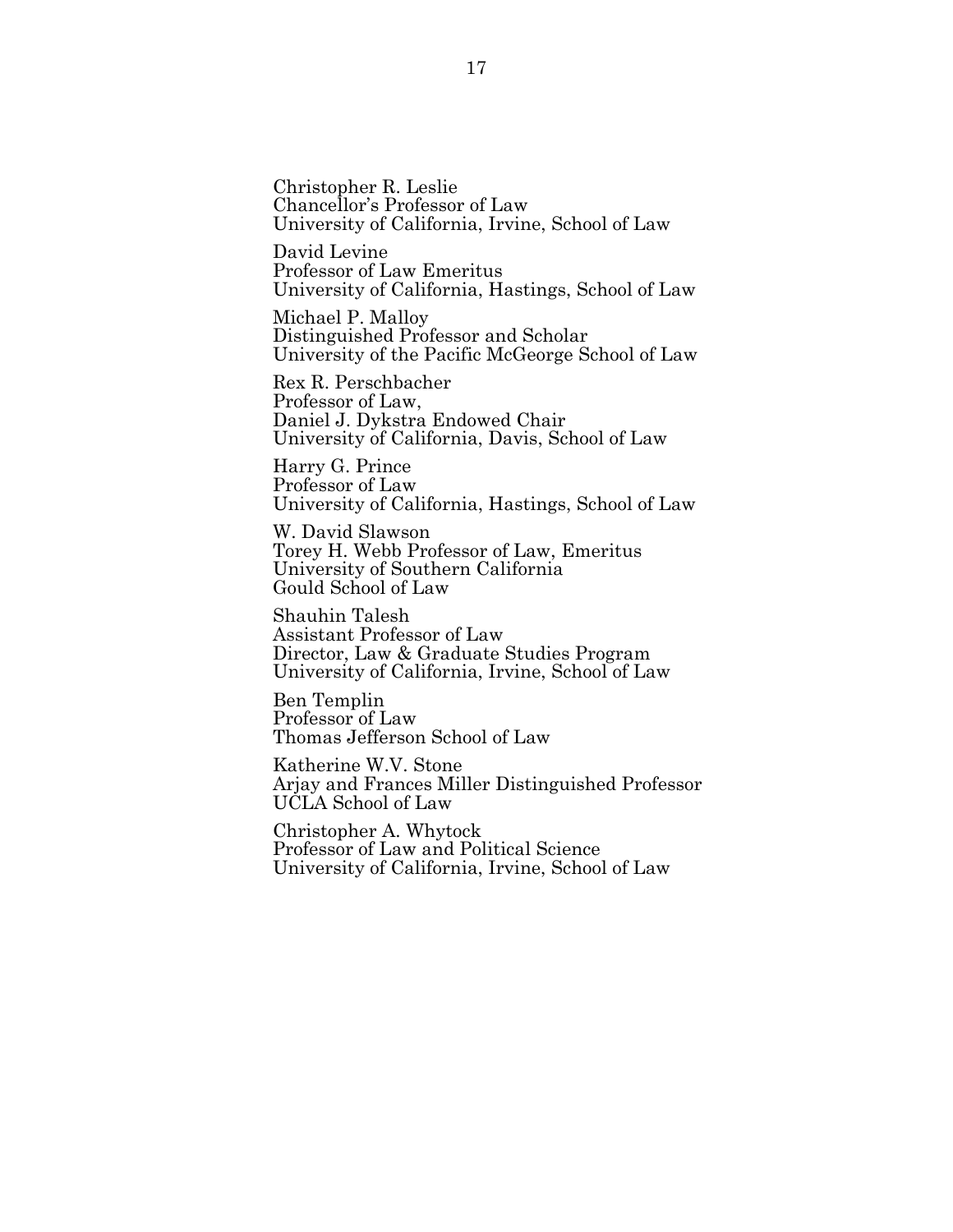Christopher R. Leslie
Chancellor's Professor of Law
University of California, Irvine, School of Law

David Levine
Professor of Law Emeritus
University of California, Hastings, School of Law

Michael P. Malloy
Distinguished Professor and Scholar
University of the Pacific McGeorge School of Law

Rex R. Perschbacher
Professor of Law,
Daniel J. Dykstra Endowed Chair
University of California, Davis, School of Law

Harry G. Prince
Professor of Law
University of California, Hastings, School of Law

W. David Slawson
Torey H. Webb Professor of Law, Emeritus
University of Southern California
Gould School of Law

Shauhin Talesh
Assistant Professor of Law
Director, Law & Graduate Studies Program
University of California, Irvine, School of Law

Ben Templin
Professor of Law
Thomas Jefferson School of Law

Katherine W.V. Stone
Arjay and Frances Miller Distinguished Professor
UCLA School of Law

Christopher A. Whytock
Professor of Law and Political Science
University of California, Irvine, School of Law